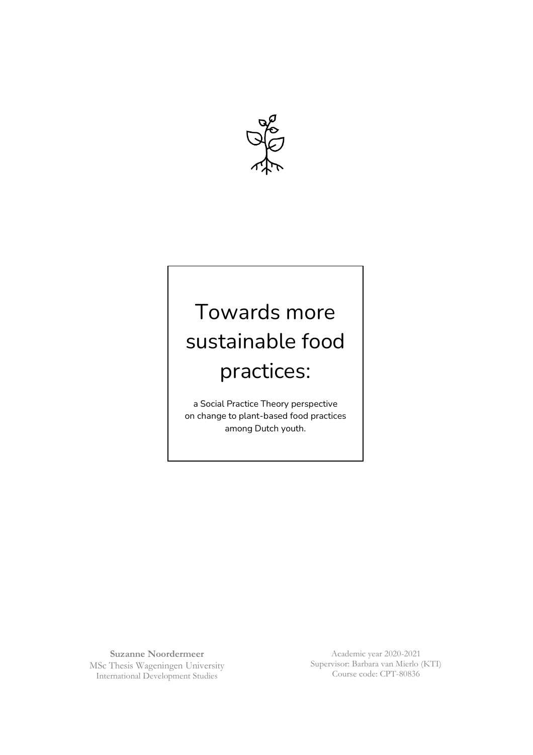# Towards more sustainable food practices:

a Social Practice Theory perspective on change to plant-based food practices among Dutch youth.

**Suzanne Noordermeer**
MSc Thesis Wageningen University
International Development Studies

Academic year 2020-2021
Supervisor: Barbara van Mierlo (KTI)
Course code: CPT-80836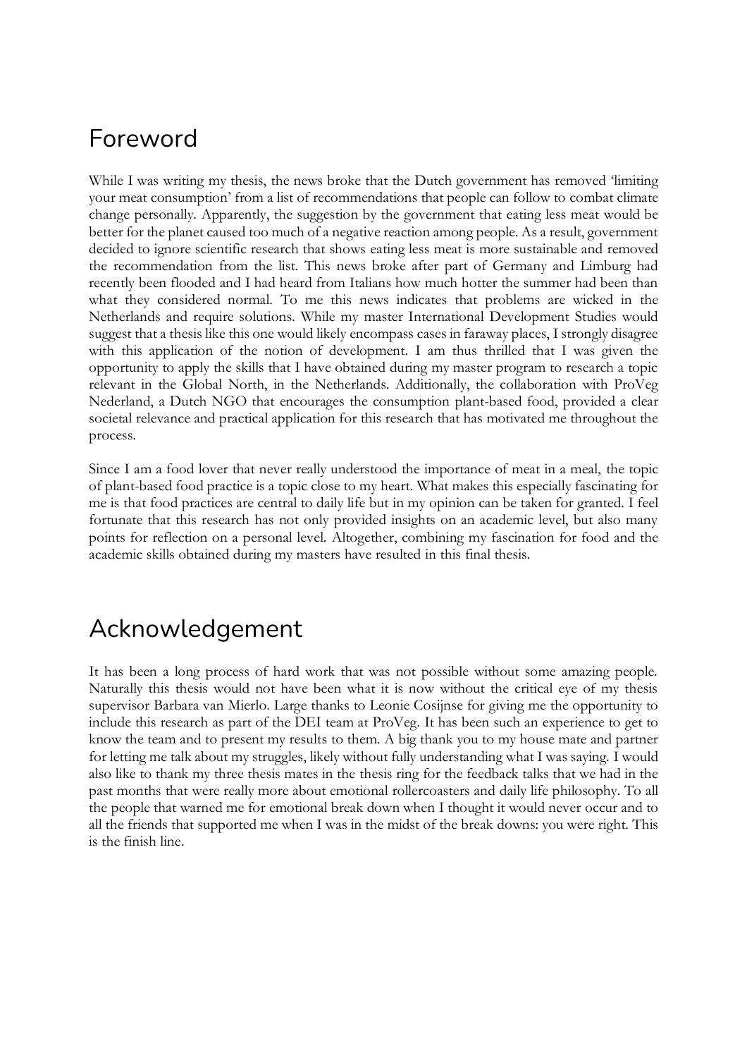# Foreword

While I was writing my thesis, the news broke that the Dutch government has removed 'limiting your meat consumption' from a list of recommendations that people can follow to combat climate change personally. Apparently, the suggestion by the government that eating less meat would be better for the planet caused too much of a negative reaction among people. As a result, government decided to ignore scientific research that shows eating less meat is more sustainable and removed the recommendation from the list. This news broke after part of Germany and Limburg had recently been flooded and I had heard from Italians how much hotter the summer had been than what they considered normal. To me this news indicates that problems are wicked in the Netherlands and require solutions. While my master International Development Studies would suggest that a thesis like this one would likely encompass cases in faraway places, I strongly disagree with this application of the notion of development. I am thus thrilled that I was given the opportunity to apply the skills that I have obtained during my master program to research a topic relevant in the Global North, in the Netherlands. Additionally, the collaboration with ProVeg Nederland, a Dutch NGO that encourages the consumption plant-based food, provided a clear societal relevance and practical application for this research that has motivated me throughout the process.

Since I am a food lover that never really understood the importance of meat in a meal, the topic of plant-based food practice is a topic close to my heart. What makes this especially fascinating for me is that food practices are central to daily life but in my opinion can be taken for granted. I feel fortunate that this research has not only provided insights on an academic level, but also many points for reflection on a personal level. Altogether, combining my fascination for food and the academic skills obtained during my masters have resulted in this final thesis.

# Acknowledgement

It has been a long process of hard work that was not possible without some amazing people. Naturally this thesis would not have been what it is now without the critical eye of my thesis supervisor Barbara van Mierlo. Large thanks to Leonie Cosijnse for giving me the opportunity to include this research as part of the DEI team at ProVeg. It has been such an experience to get to know the team and to present my results to them. A big thank you to my house mate and partner for letting me talk about my struggles, likely without fully understanding what I was saying. I would also like to thank my three thesis mates in the thesis ring for the feedback talks that we had in the past months that were really more about emotional rollercoasters and daily life philosophy. To all the people that warned me for emotional break down when I thought it would never occur and to all the friends that supported me when I was in the midst of the break downs: you were right. This is the finish line.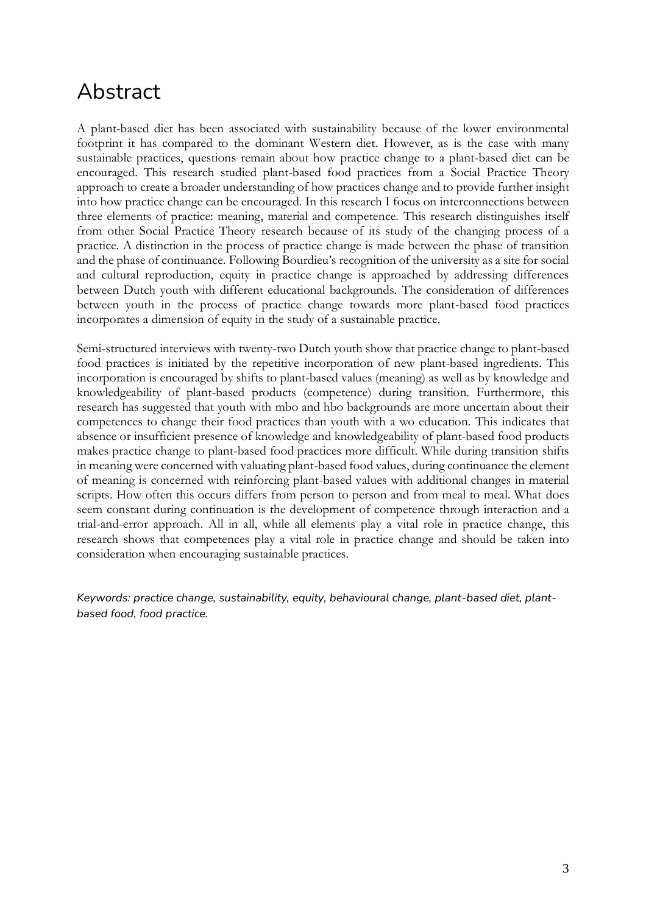# Abstract

A plant-based diet has been associated with sustainability because of the lower environmental footprint it has compared to the dominant Western diet. However, as is the case with many sustainable practices, questions remain about how practice change to a plant-based diet can be encouraged. This research studied plant-based food practices from a Social Practice Theory approach to create a broader understanding of how practices change and to provide further insight into how practice change can be encouraged. In this research I focus on interconnections between three elements of practice: meaning, material and competence. This research distinguishes itself from other Social Practice Theory research because of its study of the changing process of a practice. A distinction in the process of practice change is made between the phase of transition and the phase of continuance. Following Bourdieu's recognition of the university as a site for social and cultural reproduction, equity in practice change is approached by addressing differences between Dutch youth with different educational backgrounds. The consideration of differences between youth in the process of practice change towards more plant-based food practices incorporates a dimension of equity in the study of a sustainable practice.

Semi-structured interviews with twenty-two Dutch youth show that practice change to plant-based food practices is initiated by the repetitive incorporation of new plant-based ingredients. This incorporation is encouraged by shifts to plant-based values (meaning) as well as by knowledge and knowledgeability of plant-based products (competence) during transition. Furthermore, this research has suggested that youth with mbo and hbo backgrounds are more uncertain about their competences to change their food practices than youth with a wo education. This indicates that absence or insufficient presence of knowledge and knowledgeability of plant-based food products makes practice change to plant-based food practices more difficult. While during transition shifts in meaning were concerned with valuating plant-based food values, during continuance the element of meaning is concerned with reinforcing plant-based values with additional changes in material scripts. How often this occurs differs from person to person and from meal to meal. What does seem constant during continuation is the development of competence through interaction and a trial-and-error approach. All in all, while all elements play a vital role in practice change, this research shows that competences play a vital role in practice change and should be taken into consideration when encouraging sustainable practices.

*Keywords: practice change, sustainability, equity, behavioural change, plant-based diet, plant-based food, food practice.*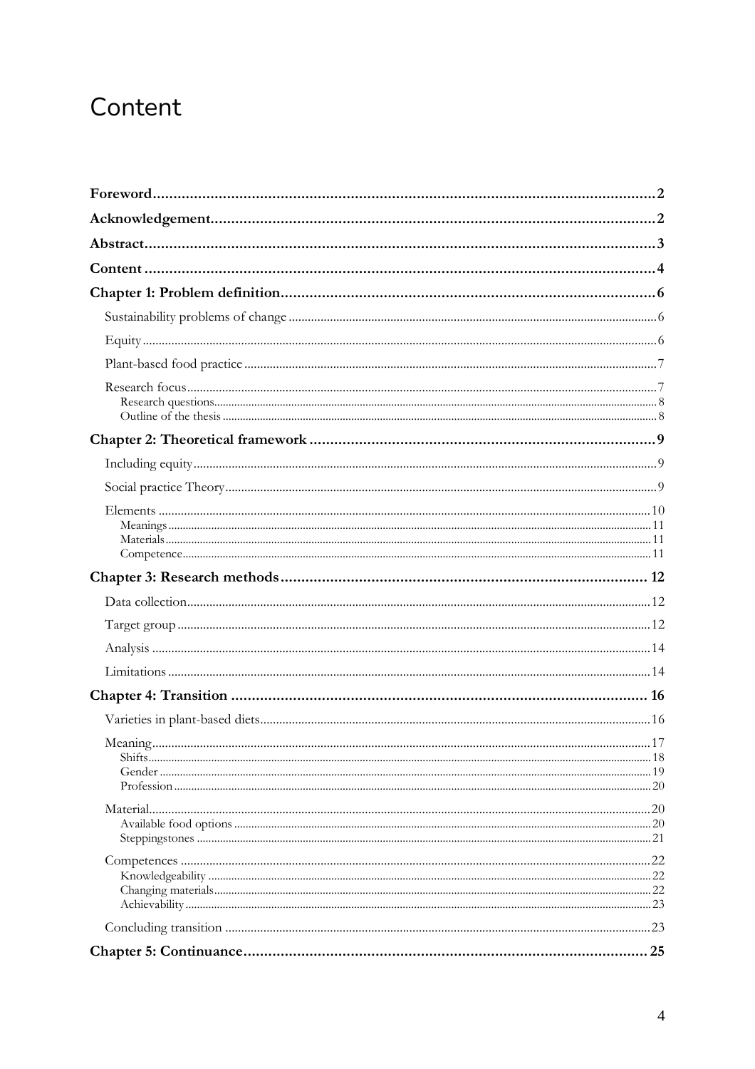# Content

**Foreword** .......... 2

**Acknowledgement** .......... 2

**Abstract** .......... 3

**Content** .......... 4

**Chapter 1: Problem definition** .......... 6

- Sustainability problems of change .......... 6
- Equity .......... 6
- Plant-based food practice .......... 7
- Research focus .......... 7
  - Research questions .......... 8
  - Outline of the thesis .......... 8

**Chapter 2: Theoretical framework** .......... 9

- Including equity .......... 9
- Social practice Theory .......... 9
- Elements .......... 10
  - Meanings .......... 11
  - Materials .......... 11
  - Competence .......... 11

**Chapter 3: Research methods** .......... 12

- Data collection .......... 12
- Target group .......... 12
- Analysis .......... 14
- Limitations .......... 14

**Chapter 4: Transition** .......... 16

- Varieties in plant-based diets .......... 16
- Meaning .......... 17
  - Shifts .......... 18
  - Gender .......... 19
  - Profession .......... 20
- Material .......... 20
  - Available food options .......... 20
  - Steppingstones .......... 21
- Competences .......... 22
  - Knowledgeability .......... 22
  - Changing materials .......... 22
  - Achievability .......... 23
- Concluding transition .......... 23

**Chapter 5: Continuance** .......... 25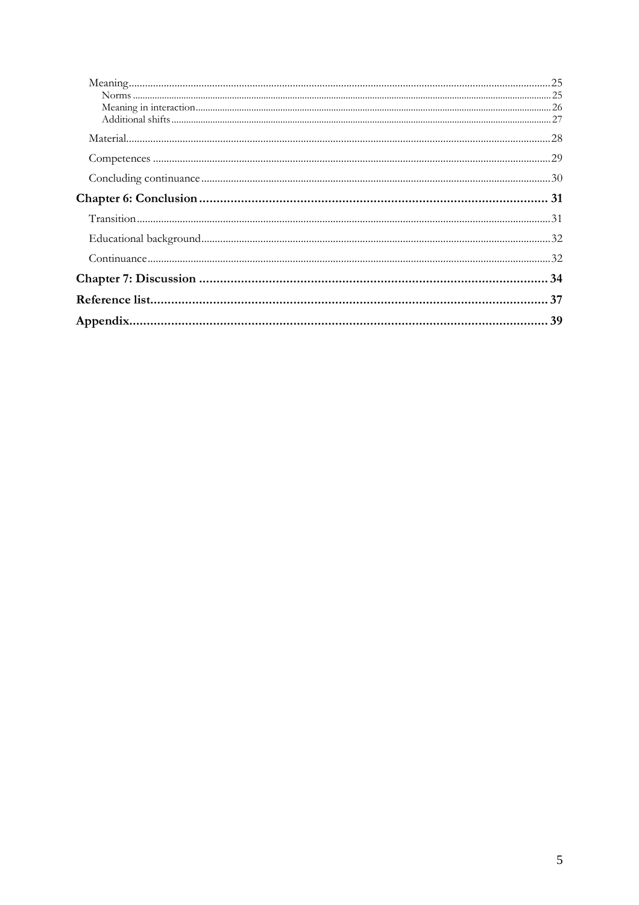Meaning.......................................................................................................................................................25
Norms.......................................................................................................................................................25
Meaning in interaction...............................................................................................................................26
Additional shifts.........................................................................................................................................27

Material.......................................................................................................................................................28

Competences...............................................................................................................................................29

Concluding continuance..............................................................................................................................30

**Chapter 6: Conclusion.............................................................................................................31**

Transition.....................................................................................................................................................31

Educational background..............................................................................................................................32

Continuance.................................................................................................................................................32

**Chapter 7: Discussion..............................................................................................................34**

**Reference list..........................................................................................................................37**

**Appendix.................................................................................................................................39**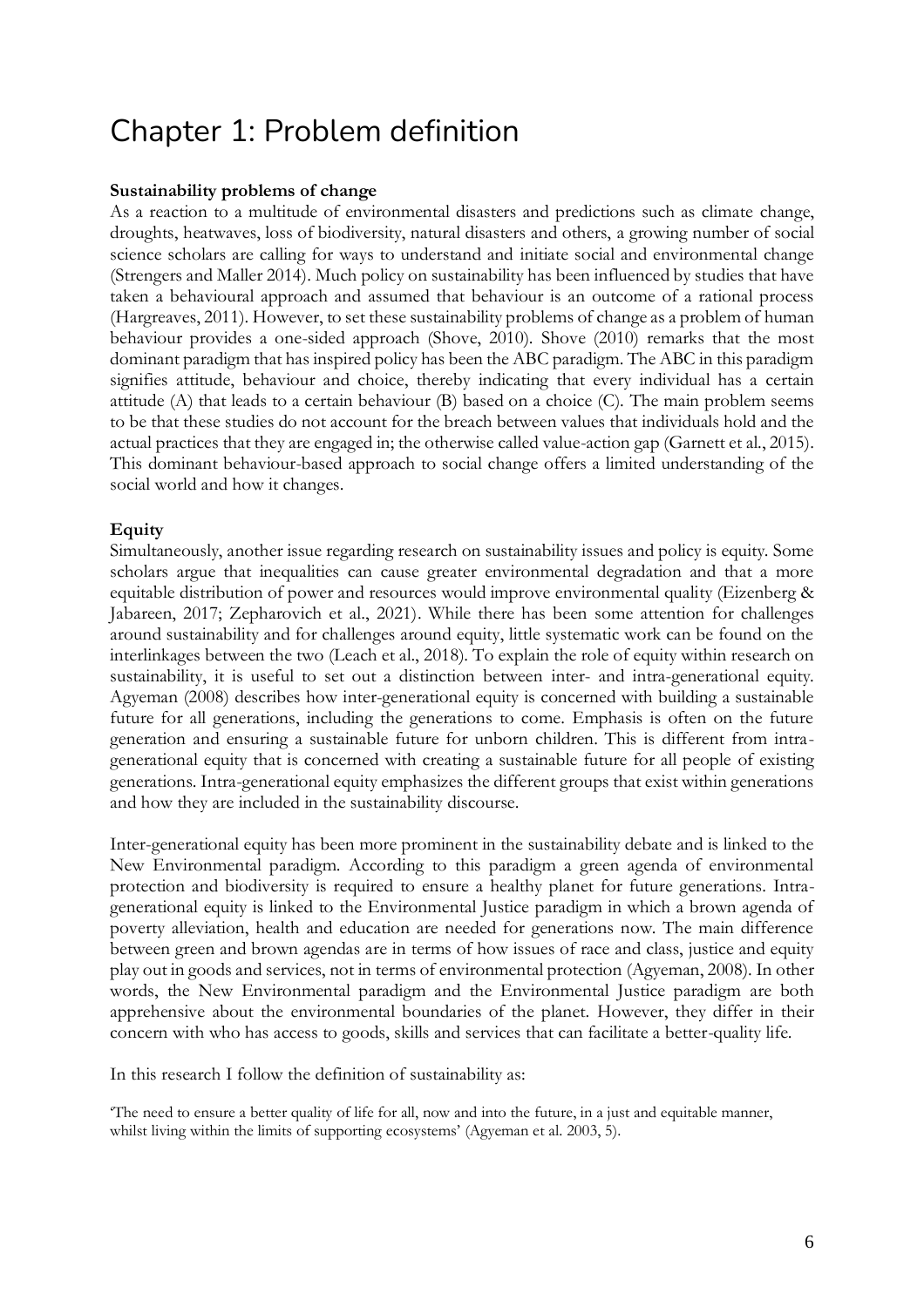# Chapter 1: Problem definition

**Sustainability problems of change**

As a reaction to a multitude of environmental disasters and predictions such as climate change, droughts, heatwaves, loss of biodiversity, natural disasters and others, a growing number of social science scholars are calling for ways to understand and initiate social and environmental change (Strengers and Maller 2014). Much policy on sustainability has been influenced by studies that have taken a behavioural approach and assumed that behaviour is an outcome of a rational process (Hargreaves, 2011). However, to set these sustainability problems of change as a problem of human behaviour provides a one-sided approach (Shove, 2010). Shove (2010) remarks that the most dominant paradigm that has inspired policy has been the ABC paradigm. The ABC in this paradigm signifies attitude, behaviour and choice, thereby indicating that every individual has a certain attitude (A) that leads to a certain behaviour (B) based on a choice (C). The main problem seems to be that these studies do not account for the breach between values that individuals hold and the actual practices that they are engaged in; the otherwise called value-action gap (Garnett et al., 2015). This dominant behaviour-based approach to social change offers a limited understanding of the social world and how it changes.

**Equity**

Simultaneously, another issue regarding research on sustainability issues and policy is equity. Some scholars argue that inequalities can cause greater environmental degradation and that a more equitable distribution of power and resources would improve environmental quality (Eizenberg & Jabareen, 2017; Zepharovich et al., 2021). While there has been some attention for challenges around sustainability and for challenges around equity, little systematic work can be found on the interlinkages between the two (Leach et al., 2018). To explain the role of equity within research on sustainability, it is useful to set out a distinction between inter- and intra-generational equity. Agyeman (2008) describes how inter-generational equity is concerned with building a sustainable future for all generations, including the generations to come. Emphasis is often on the future generation and ensuring a sustainable future for unborn children. This is different from intra-generational equity that is concerned with creating a sustainable future for all people of existing generations. Intra-generational equity emphasizes the different groups that exist within generations and how they are included in the sustainability discourse.

Inter-generational equity has been more prominent in the sustainability debate and is linked to the New Environmental paradigm. According to this paradigm a green agenda of environmental protection and biodiversity is required to ensure a healthy planet for future generations. Intra-generational equity is linked to the Environmental Justice paradigm in which a brown agenda of poverty alleviation, health and education are needed for generations now. The main difference between green and brown agendas are in terms of how issues of race and class, justice and equity play out in goods and services, not in terms of environmental protection (Agyeman, 2008). In other words, the New Environmental paradigm and the Environmental Justice paradigm are both apprehensive about the environmental boundaries of the planet. However, they differ in their concern with who has access to goods, skills and services that can facilitate a better-quality life.

In this research I follow the definition of sustainability as:

'The need to ensure a better quality of life for all, now and into the future, in a just and equitable manner, whilst living within the limits of supporting ecosystems' (Agyeman et al. 2003, 5).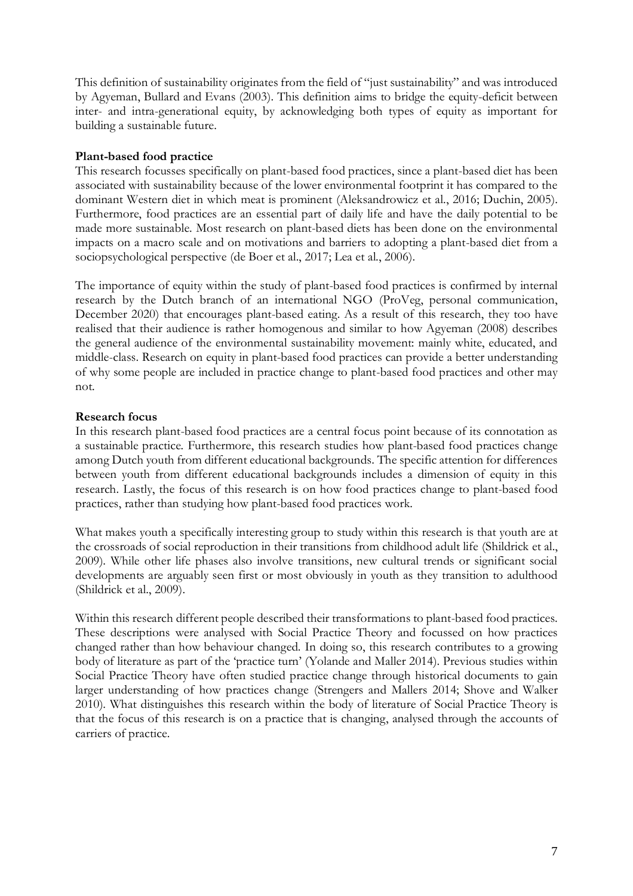This definition of sustainability originates from the field of "just sustainability" and was introduced by Agyeman, Bullard and Evans (2003). This definition aims to bridge the equity-deficit between inter- and intra-generational equity, by acknowledging both types of equity as important for building a sustainable future.

**Plant-based food practice**

This research focusses specifically on plant-based food practices, since a plant-based diet has been associated with sustainability because of the lower environmental footprint it has compared to the dominant Western diet in which meat is prominent (Aleksandrowicz et al., 2016; Duchin, 2005). Furthermore, food practices are an essential part of daily life and have the daily potential to be made more sustainable. Most research on plant-based diets has been done on the environmental impacts on a macro scale and on motivations and barriers to adopting a plant-based diet from a sociopsychological perspective (de Boer et al., 2017; Lea et al., 2006).

The importance of equity within the study of plant-based food practices is confirmed by internal research by the Dutch branch of an international NGO (ProVeg, personal communication, December 2020) that encourages plant-based eating. As a result of this research, they too have realised that their audience is rather homogenous and similar to how Agyeman (2008) describes the general audience of the environmental sustainability movement: mainly white, educated, and middle-class. Research on equity in plant-based food practices can provide a better understanding of why some people are included in practice change to plant-based food practices and other may not.

**Research focus**

In this research plant-based food practices are a central focus point because of its connotation as a sustainable practice. Furthermore, this research studies how plant-based food practices change among Dutch youth from different educational backgrounds. The specific attention for differences between youth from different educational backgrounds includes a dimension of equity in this research. Lastly, the focus of this research is on how food practices change to plant-based food practices, rather than studying how plant-based food practices work.

What makes youth a specifically interesting group to study within this research is that youth are at the crossroads of social reproduction in their transitions from childhood adult life (Shildrick et al., 2009). While other life phases also involve transitions, new cultural trends or significant social developments are arguably seen first or most obviously in youth as they transition to adulthood (Shildrick et al., 2009).

Within this research different people described their transformations to plant-based food practices. These descriptions were analysed with Social Practice Theory and focussed on how practices changed rather than how behaviour changed. In doing so, this research contributes to a growing body of literature as part of the 'practice turn' (Yolande and Maller 2014). Previous studies within Social Practice Theory have often studied practice change through historical documents to gain larger understanding of how practices change (Strengers and Mallers 2014; Shove and Walker 2010). What distinguishes this research within the body of literature of Social Practice Theory is that the focus of this research is on a practice that is changing, analysed through the accounts of carriers of practice.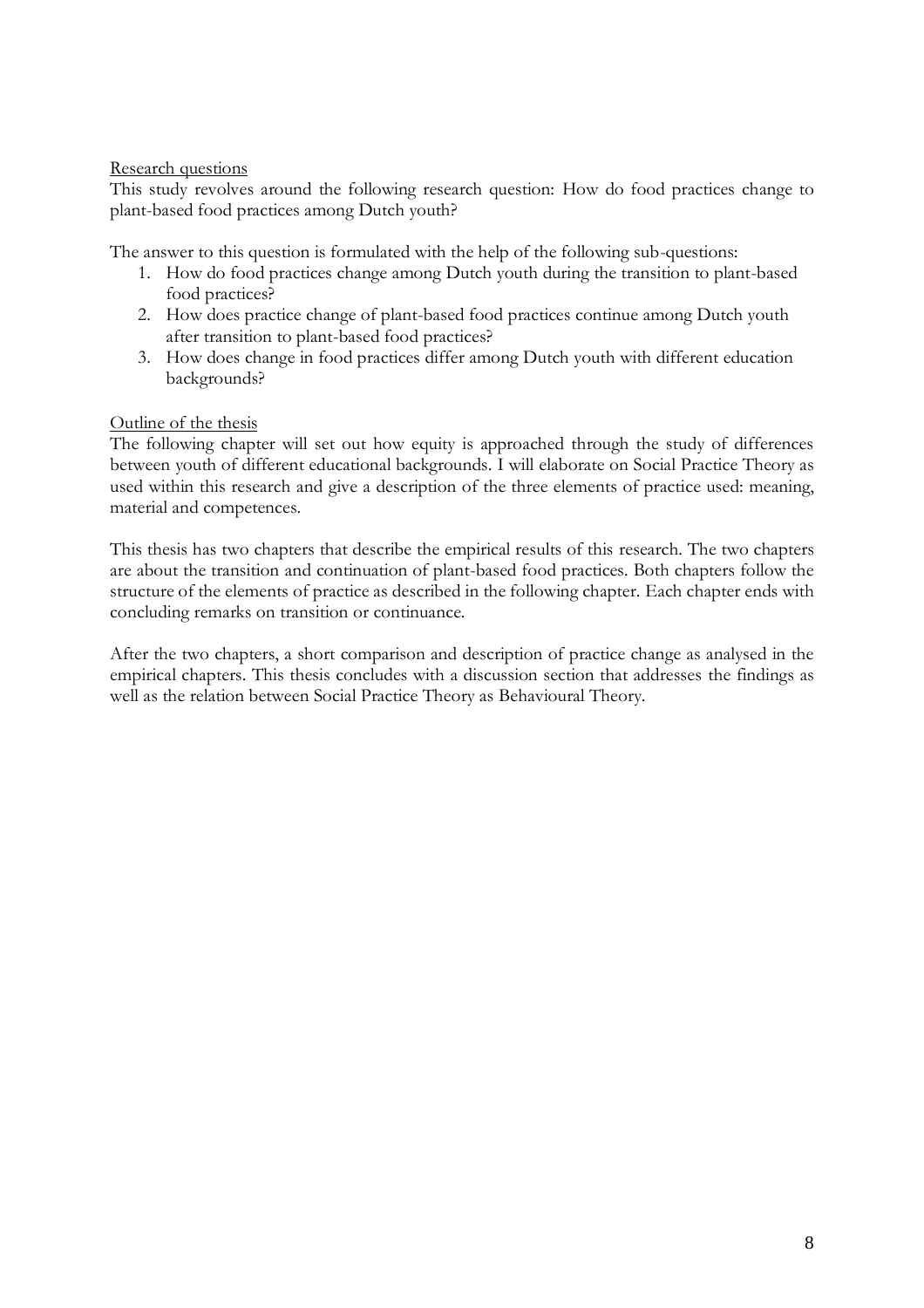<u>Research questions</u>

This study revolves around the following research question: How do food practices change to plant-based food practices among Dutch youth?

The answer to this question is formulated with the help of the following sub-questions:

1. How do food practices change among Dutch youth during the transition to plant-based food practices?
2. How does practice change of plant-based food practices continue among Dutch youth after transition to plant-based food practices?
3. How does change in food practices differ among Dutch youth with different education backgrounds?

<u>Outline of the thesis</u>

The following chapter will set out how equity is approached through the study of differences between youth of different educational backgrounds. I will elaborate on Social Practice Theory as used within this research and give a description of the three elements of practice used: meaning, material and competences.

This thesis has two chapters that describe the empirical results of this research. The two chapters are about the transition and continuation of plant-based food practices. Both chapters follow the structure of the elements of practice as described in the following chapter. Each chapter ends with concluding remarks on transition or continuance.

After the two chapters, a short comparison and description of practice change as analysed in the empirical chapters. This thesis concludes with a discussion section that addresses the findings as well as the relation between Social Practice Theory as Behavioural Theory.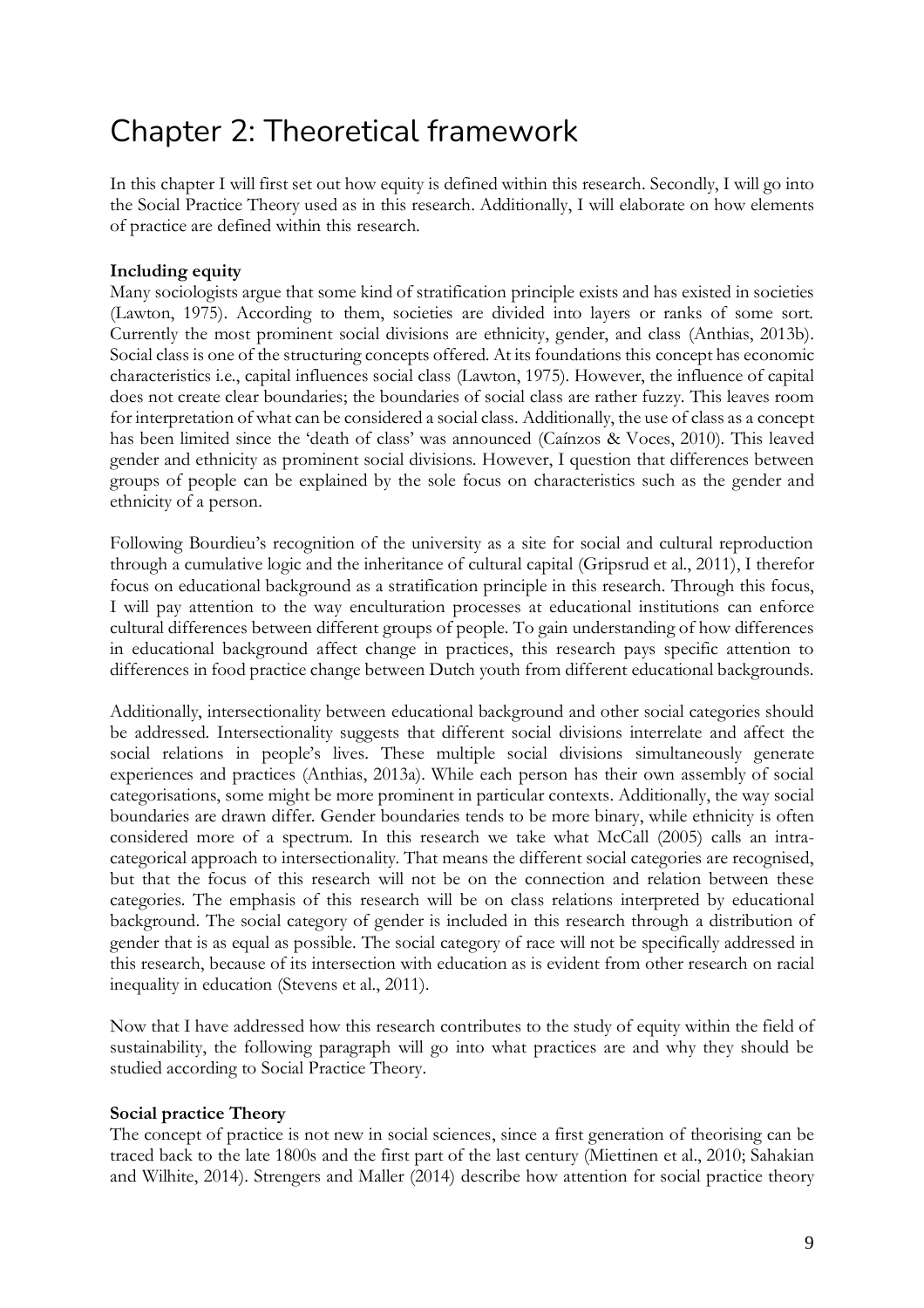# Chapter 2: Theoretical framework

In this chapter I will first set out how equity is defined within this research. Secondly, I will go into the Social Practice Theory used as in this research. Additionally, I will elaborate on how elements of practice are defined within this research.

**Including equity**

Many sociologists argue that some kind of stratification principle exists and has existed in societies (Lawton, 1975). According to them, societies are divided into layers or ranks of some sort. Currently the most prominent social divisions are ethnicity, gender, and class (Anthias, 2013b). Social class is one of the structuring concepts offered. At its foundations this concept has economic characteristics i.e., capital influences social class (Lawton, 1975). However, the influence of capital does not create clear boundaries; the boundaries of social class are rather fuzzy. This leaves room for interpretation of what can be considered a social class. Additionally, the use of class as a concept has been limited since the 'death of class' was announced (Caínzos & Voces, 2010). This leaved gender and ethnicity as prominent social divisions. However, I question that differences between groups of people can be explained by the sole focus on characteristics such as the gender and ethnicity of a person.

Following Bourdieu's recognition of the university as a site for social and cultural reproduction through a cumulative logic and the inheritance of cultural capital (Gripsrud et al., 2011), I therefor focus on educational background as a stratification principle in this research. Through this focus, I will pay attention to the way enculturation processes at educational institutions can enforce cultural differences between different groups of people. To gain understanding of how differences in educational background affect change in practices, this research pays specific attention to differences in food practice change between Dutch youth from different educational backgrounds.

Additionally, intersectionality between educational background and other social categories should be addressed. Intersectionality suggests that different social divisions interrelate and affect the social relations in people's lives. These multiple social divisions simultaneously generate experiences and practices (Anthias, 2013a). While each person has their own assembly of social categorisations, some might be more prominent in particular contexts. Additionally, the way social boundaries are drawn differ. Gender boundaries tends to be more binary, while ethnicity is often considered more of a spectrum. In this research we take what McCall (2005) calls an intra-categorical approach to intersectionality. That means the different social categories are recognised, but that the focus of this research will not be on the connection and relation between these categories. The emphasis of this research will be on class relations interpreted by educational background. The social category of gender is included in this research through a distribution of gender that is as equal as possible. The social category of race will not be specifically addressed in this research, because of its intersection with education as is evident from other research on racial inequality in education (Stevens et al., 2011).

Now that I have addressed how this research contributes to the study of equity within the field of sustainability, the following paragraph will go into what practices are and why they should be studied according to Social Practice Theory.

**Social practice Theory**

The concept of practice is not new in social sciences, since a first generation of theorising can be traced back to the late 1800s and the first part of the last century (Miettinen et al., 2010; Sahakian and Wilhite, 2014). Strengers and Maller (2014) describe how attention for social practice theory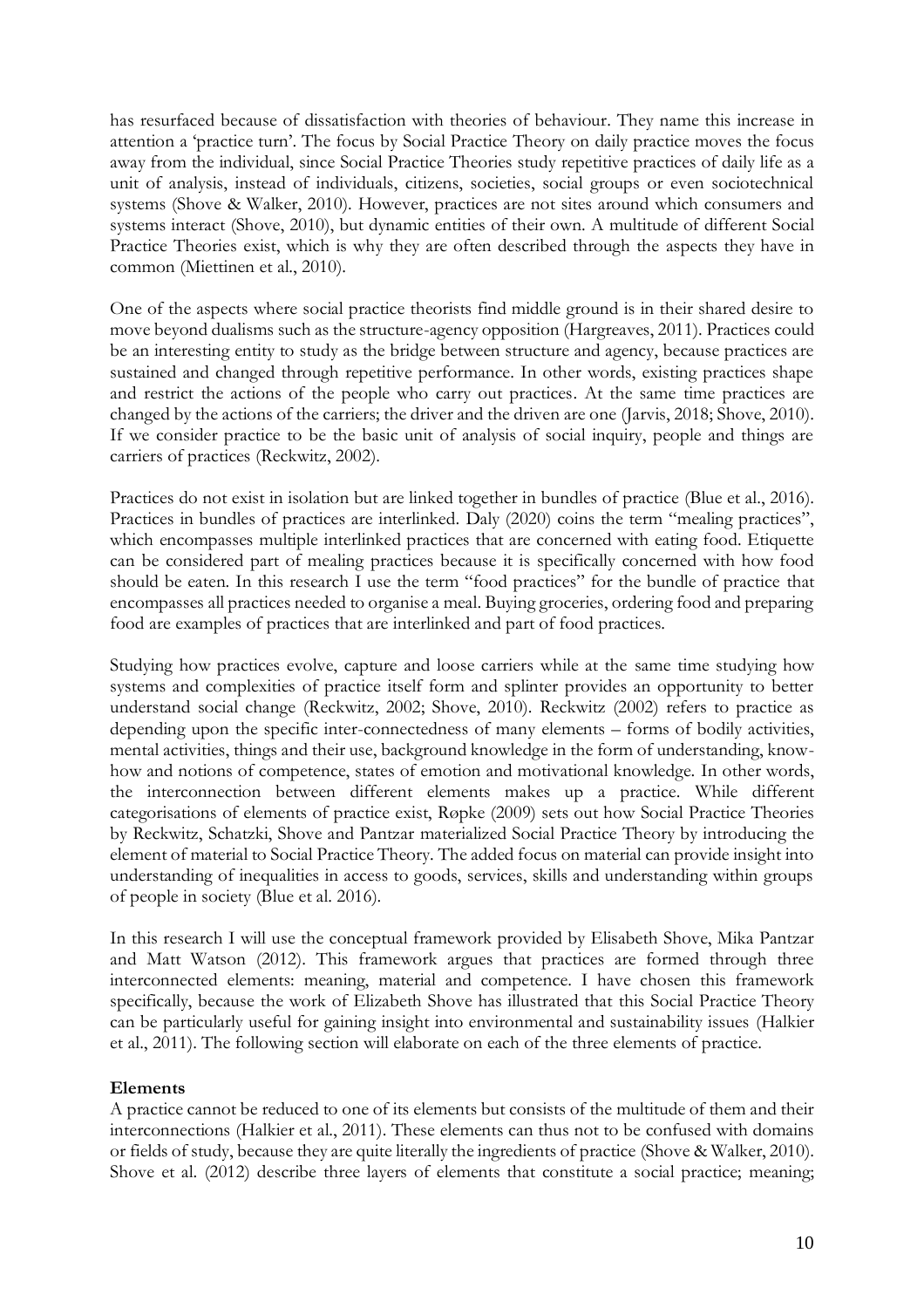has resurfaced because of dissatisfaction with theories of behaviour. They name this increase in attention a 'practice turn'. The focus by Social Practice Theory on daily practice moves the focus away from the individual, since Social Practice Theories study repetitive practices of daily life as a unit of analysis, instead of individuals, citizens, societies, social groups or even sociotechnical systems (Shove & Walker, 2010). However, practices are not sites around which consumers and systems interact (Shove, 2010), but dynamic entities of their own. A multitude of different Social Practice Theories exist, which is why they are often described through the aspects they have in common (Miettinen et al., 2010).

One of the aspects where social practice theorists find middle ground is in their shared desire to move beyond dualisms such as the structure-agency opposition (Hargreaves, 2011). Practices could be an interesting entity to study as the bridge between structure and agency, because practices are sustained and changed through repetitive performance. In other words, existing practices shape and restrict the actions of the people who carry out practices. At the same time practices are changed by the actions of the carriers; the driver and the driven are one (Jarvis, 2018; Shove, 2010). If we consider practice to be the basic unit of analysis of social inquiry, people and things are carriers of practices (Reckwitz, 2002).

Practices do not exist in isolation but are linked together in bundles of practice (Blue et al., 2016). Practices in bundles of practices are interlinked. Daly (2020) coins the term "mealing practices", which encompasses multiple interlinked practices that are concerned with eating food. Etiquette can be considered part of mealing practices because it is specifically concerned with how food should be eaten. In this research I use the term "food practices" for the bundle of practice that encompasses all practices needed to organise a meal. Buying groceries, ordering food and preparing food are examples of practices that are interlinked and part of food practices.

Studying how practices evolve, capture and loose carriers while at the same time studying how systems and complexities of practice itself form and splinter provides an opportunity to better understand social change (Reckwitz, 2002; Shove, 2010). Reckwitz (2002) refers to practice as depending upon the specific inter-connectedness of many elements – forms of bodily activities, mental activities, things and their use, background knowledge in the form of understanding, know-how and notions of competence, states of emotion and motivational knowledge. In other words, the interconnection between different elements makes up a practice. While different categorisations of elements of practice exist, Røpke (2009) sets out how Social Practice Theories by Reckwitz, Schatzki, Shove and Pantzar materialized Social Practice Theory by introducing the element of material to Social Practice Theory. The added focus on material can provide insight into understanding of inequalities in access to goods, services, skills and understanding within groups of people in society (Blue et al. 2016).

In this research I will use the conceptual framework provided by Elisabeth Shove, Mika Pantzar and Matt Watson (2012). This framework argues that practices are formed through three interconnected elements: meaning, material and competence. I have chosen this framework specifically, because the work of Elizabeth Shove has illustrated that this Social Practice Theory can be particularly useful for gaining insight into environmental and sustainability issues (Halkier et al., 2011). The following section will elaborate on each of the three elements of practice.

**Elements**

A practice cannot be reduced to one of its elements but consists of the multitude of them and their interconnections (Halkier et al., 2011). These elements can thus not to be confused with domains or fields of study, because they are quite literally the ingredients of practice (Shove & Walker, 2010). Shove et al. (2012) describe three layers of elements that constitute a social practice; meaning;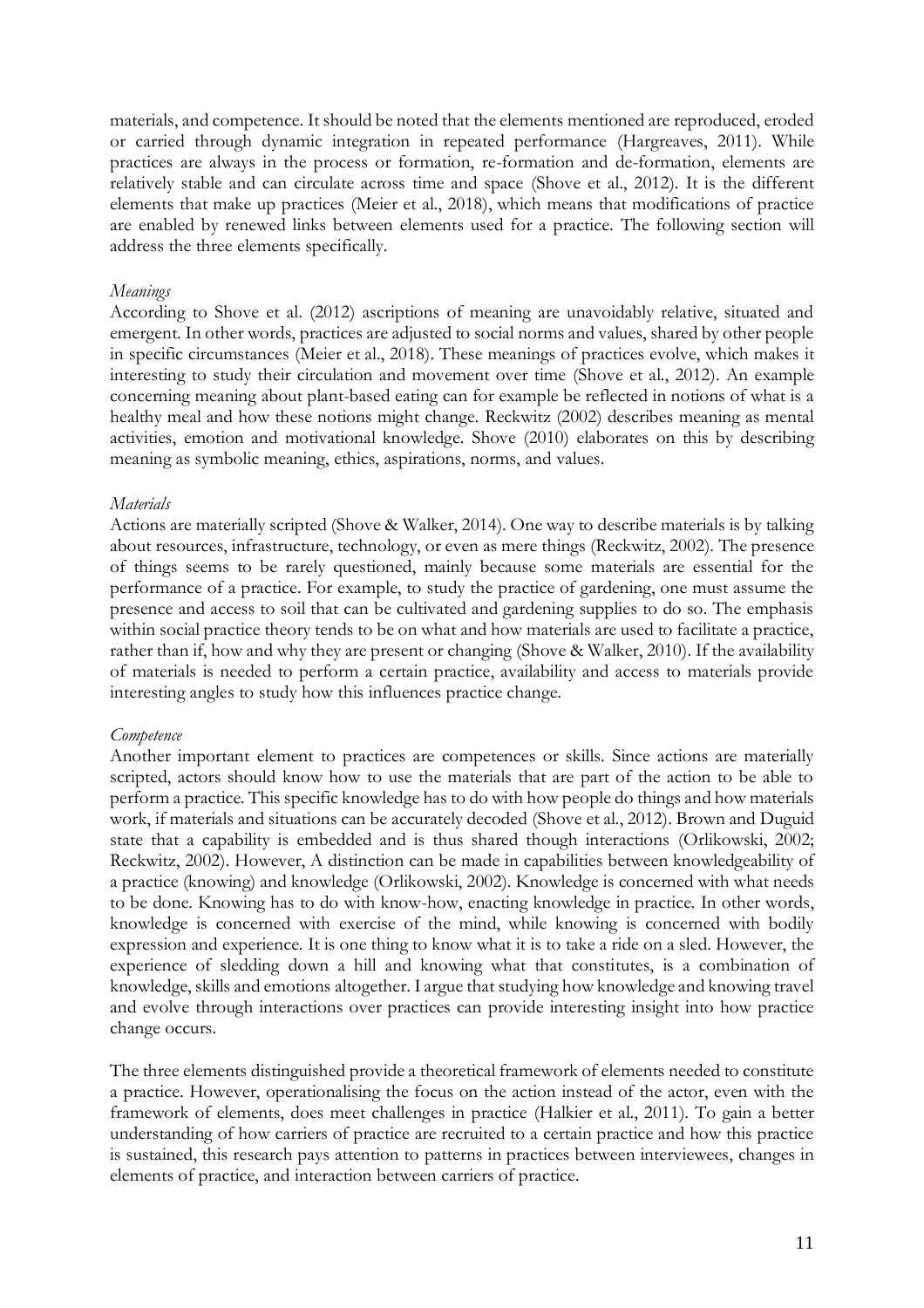materials, and competence. It should be noted that the elements mentioned are reproduced, eroded or carried through dynamic integration in repeated performance (Hargreaves, 2011). While practices are always in the process or formation, re-formation and de-formation, elements are relatively stable and can circulate across time and space (Shove et al., 2012). It is the different elements that make up practices (Meier et al., 2018), which means that modifications of practice are enabled by renewed links between elements used for a practice. The following section will address the three elements specifically.

*Meanings*

According to Shove et al. (2012) ascriptions of meaning are unavoidably relative, situated and emergent. In other words, practices are adjusted to social norms and values, shared by other people in specific circumstances (Meier et al., 2018). These meanings of practices evolve, which makes it interesting to study their circulation and movement over time (Shove et al., 2012). An example concerning meaning about plant-based eating can for example be reflected in notions of what is a healthy meal and how these notions might change. Reckwitz (2002) describes meaning as mental activities, emotion and motivational knowledge. Shove (2010) elaborates on this by describing meaning as symbolic meaning, ethics, aspirations, norms, and values.

*Materials*

Actions are materially scripted (Shove & Walker, 2014). One way to describe materials is by talking about resources, infrastructure, technology, or even as mere things (Reckwitz, 2002). The presence of things seems to be rarely questioned, mainly because some materials are essential for the performance of a practice. For example, to study the practice of gardening, one must assume the presence and access to soil that can be cultivated and gardening supplies to do so. The emphasis within social practice theory tends to be on what and how materials are used to facilitate a practice, rather than if, how and why they are present or changing (Shove & Walker, 2010). If the availability of materials is needed to perform a certain practice, availability and access to materials provide interesting angles to study how this influences practice change.

*Competence*

Another important element to practices are competences or skills. Since actions are materially scripted, actors should know how to use the materials that are part of the action to be able to perform a practice. This specific knowledge has to do with how people do things and how materials work, if materials and situations can be accurately decoded (Shove et al., 2012). Brown and Duguid state that a capability is embedded and is thus shared though interactions (Orlikowski, 2002; Reckwitz, 2002). However, A distinction can be made in capabilities between knowledgeability of a practice (knowing) and knowledge (Orlikowski, 2002). Knowledge is concerned with what needs to be done. Knowing has to do with know-how, enacting knowledge in practice. In other words, knowledge is concerned with exercise of the mind, while knowing is concerned with bodily expression and experience. It is one thing to know what it is to take a ride on a sled. However, the experience of sledding down a hill and knowing what that constitutes, is a combination of knowledge, skills and emotions altogether. I argue that studying how knowledge and knowing travel and evolve through interactions over practices can provide interesting insight into how practice change occurs.

The three elements distinguished provide a theoretical framework of elements needed to constitute a practice. However, operationalising the focus on the action instead of the actor, even with the framework of elements, does meet challenges in practice (Halkier et al., 2011). To gain a better understanding of how carriers of practice are recruited to a certain practice and how this practice is sustained, this research pays attention to patterns in practices between interviewees, changes in elements of practice, and interaction between carriers of practice.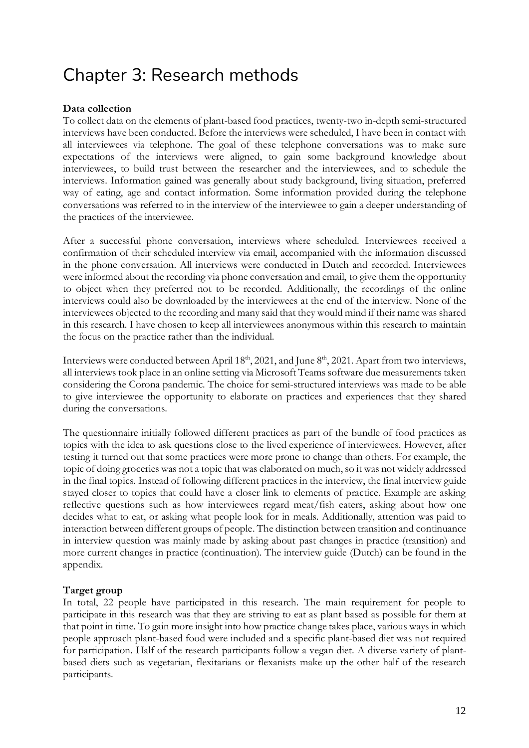# Chapter 3: Research methods

**Data collection**

To collect data on the elements of plant-based food practices, twenty-two in-depth semi-structured interviews have been conducted. Before the interviews were scheduled, I have been in contact with all interviewees via telephone. The goal of these telephone conversations was to make sure expectations of the interviews were aligned, to gain some background knowledge about interviewees, to build trust between the researcher and the interviewees, and to schedule the interviews. Information gained was generally about study background, living situation, preferred way of eating, age and contact information. Some information provided during the telephone conversations was referred to in the interview of the interviewee to gain a deeper understanding of the practices of the interviewee.

After a successful phone conversation, interviews where scheduled. Interviewees received a confirmation of their scheduled interview via email, accompanied with the information discussed in the phone conversation. All interviews were conducted in Dutch and recorded. Interviewees were informed about the recording via phone conversation and email, to give them the opportunity to object when they preferred not to be recorded. Additionally, the recordings of the online interviews could also be downloaded by the interviewees at the end of the interview. None of the interviewees objected to the recording and many said that they would mind if their name was shared in this research. I have chosen to keep all interviewees anonymous within this research to maintain the focus on the practice rather than the individual.

Interviews were conducted between April 18th, 2021, and June 8th, 2021. Apart from two interviews, all interviews took place in an online setting via Microsoft Teams software due measurements taken considering the Corona pandemic. The choice for semi-structured interviews was made to be able to give interviewee the opportunity to elaborate on practices and experiences that they shared during the conversations.

The questionnaire initially followed different practices as part of the bundle of food practices as topics with the idea to ask questions close to the lived experience of interviewees. However, after testing it turned out that some practices were more prone to change than others. For example, the topic of doing groceries was not a topic that was elaborated on much, so it was not widely addressed in the final topics. Instead of following different practices in the interview, the final interview guide stayed closer to topics that could have a closer link to elements of practice. Example are asking reflective questions such as how interviewees regard meat/fish eaters, asking about how one decides what to eat, or asking what people look for in meals. Additionally, attention was paid to interaction between different groups of people. The distinction between transition and continuance in interview question was mainly made by asking about past changes in practice (transition) and more current changes in practice (continuation). The interview guide (Dutch) can be found in the appendix.

**Target group**

In total, 22 people have participated in this research. The main requirement for people to participate in this research was that they are striving to eat as plant based as possible for them at that point in time. To gain more insight into how practice change takes place, various ways in which people approach plant-based food were included and a specific plant-based diet was not required for participation. Half of the research participants follow a vegan diet. A diverse variety of plant-based diets such as vegetarian, flexitarians or flexanists make up the other half of the research participants.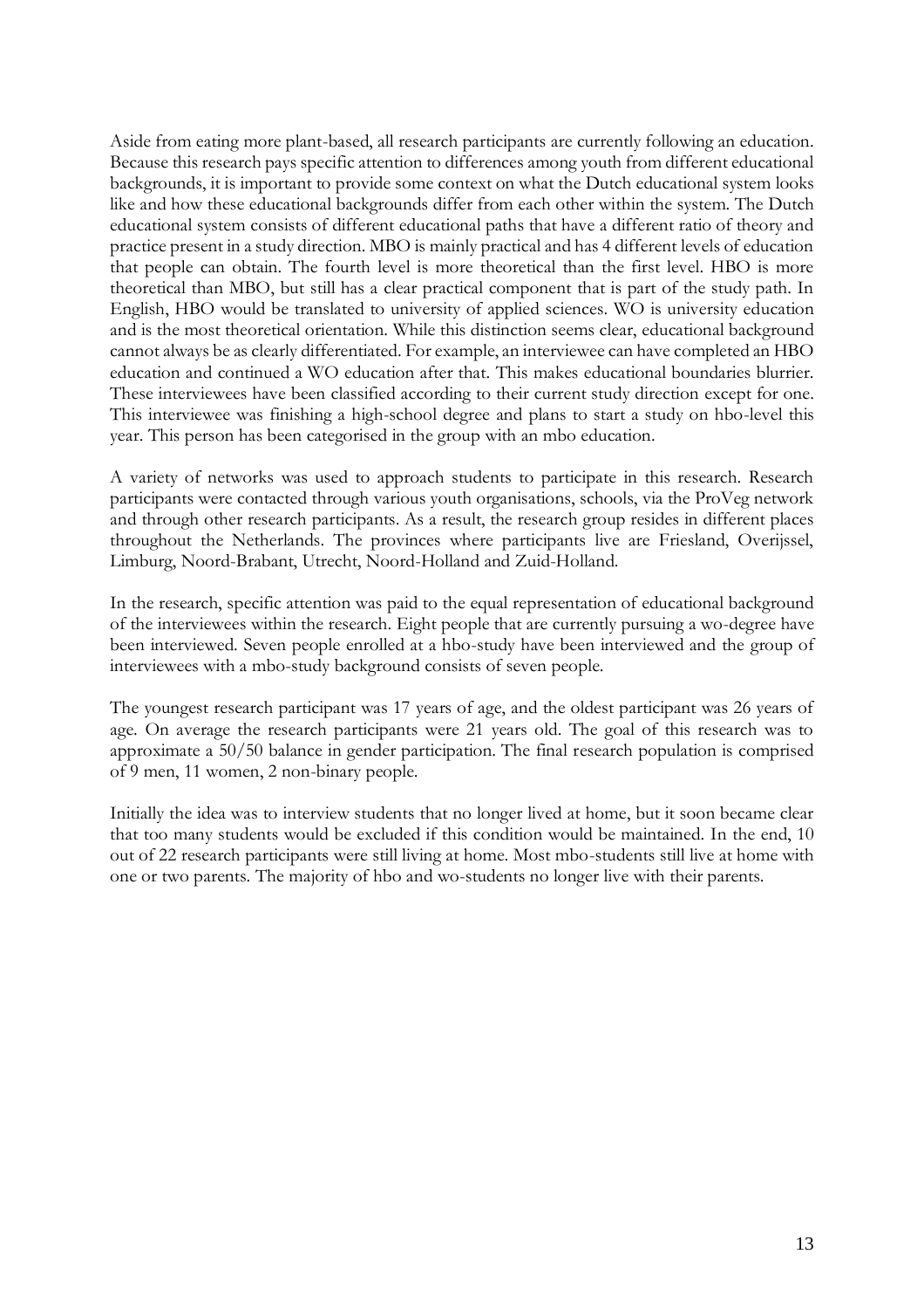Aside from eating more plant-based, all research participants are currently following an education. Because this research pays specific attention to differences among youth from different educational backgrounds, it is important to provide some context on what the Dutch educational system looks like and how these educational backgrounds differ from each other within the system. The Dutch educational system consists of different educational paths that have a different ratio of theory and practice present in a study direction. MBO is mainly practical and has 4 different levels of education that people can obtain. The fourth level is more theoretical than the first level. HBO is more theoretical than MBO, but still has a clear practical component that is part of the study path. In English, HBO would be translated to university of applied sciences. WO is university education and is the most theoretical orientation. While this distinction seems clear, educational background cannot always be as clearly differentiated. For example, an interviewee can have completed an HBO education and continued a WO education after that. This makes educational boundaries blurrier. These interviewees have been classified according to their current study direction except for one. This interviewee was finishing a high-school degree and plans to start a study on hbo-level this year. This person has been categorised in the group with an mbo education.

A variety of networks was used to approach students to participate in this research. Research participants were contacted through various youth organisations, schools, via the ProVeg network and through other research participants. As a result, the research group resides in different places throughout the Netherlands. The provinces where participants live are Friesland, Overijssel, Limburg, Noord-Brabant, Utrecht, Noord-Holland and Zuid-Holland.

In the research, specific attention was paid to the equal representation of educational background of the interviewees within the research. Eight people that are currently pursuing a wo-degree have been interviewed. Seven people enrolled at a hbo-study have been interviewed and the group of interviewees with a mbo-study background consists of seven people.

The youngest research participant was 17 years of age, and the oldest participant was 26 years of age. On average the research participants were 21 years old. The goal of this research was to approximate a 50/50 balance in gender participation. The final research population is comprised of 9 men, 11 women, 2 non-binary people.

Initially the idea was to interview students that no longer lived at home, but it soon became clear that too many students would be excluded if this condition would be maintained. In the end, 10 out of 22 research participants were still living at home. Most mbo-students still live at home with one or two parents. The majority of hbo and wo-students no longer live with their parents.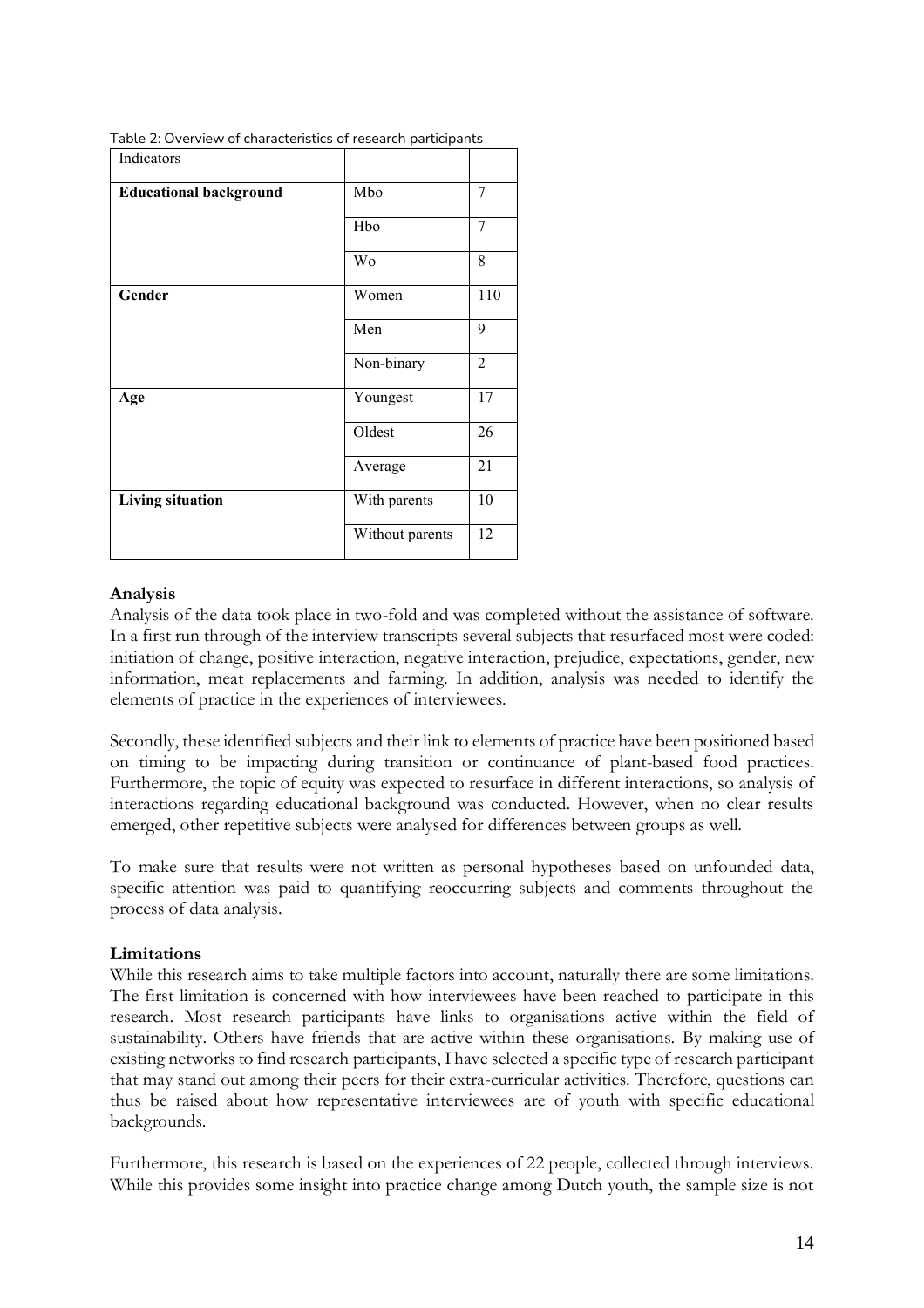Table 2: Overview of characteristics of research participants

| Indicators | | |
|---|---|---|
| **Educational background** | Mbo | 7 |
| | Hbo | 7 |
| | Wo | 8 |
| **Gender** | Women | 110 |
| | Men | 9 |
| | Non-binary | 2 |
| **Age** | Youngest | 17 |
| | Oldest | 26 |
| | Average | 21 |
| **Living situation** | With parents | 10 |
| | Without parents | 12 |

**Analysis**

Analysis of the data took place in two-fold and was completed without the assistance of software. In a first run through of the interview transcripts several subjects that resurfaced most were coded: initiation of change, positive interaction, negative interaction, prejudice, expectations, gender, new information, meat replacements and farming. In addition, analysis was needed to identify the elements of practice in the experiences of interviewees.

Secondly, these identified subjects and their link to elements of practice have been positioned based on timing to be impacting during transition or continuance of plant-based food practices. Furthermore, the topic of equity was expected to resurface in different interactions, so analysis of interactions regarding educational background was conducted. However, when no clear results emerged, other repetitive subjects were analysed for differences between groups as well.

To make sure that results were not written as personal hypotheses based on unfounded data, specific attention was paid to quantifying reoccurring subjects and comments throughout the process of data analysis.

**Limitations**

While this research aims to take multiple factors into account, naturally there are some limitations. The first limitation is concerned with how interviewees have been reached to participate in this research. Most research participants have links to organisations active within the field of sustainability. Others have friends that are active within these organisations. By making use of existing networks to find research participants, I have selected a specific type of research participant that may stand out among their peers for their extra-curricular activities. Therefore, questions can thus be raised about how representative interviewees are of youth with specific educational backgrounds.

Furthermore, this research is based on the experiences of 22 people, collected through interviews. While this provides some insight into practice change among Dutch youth, the sample size is not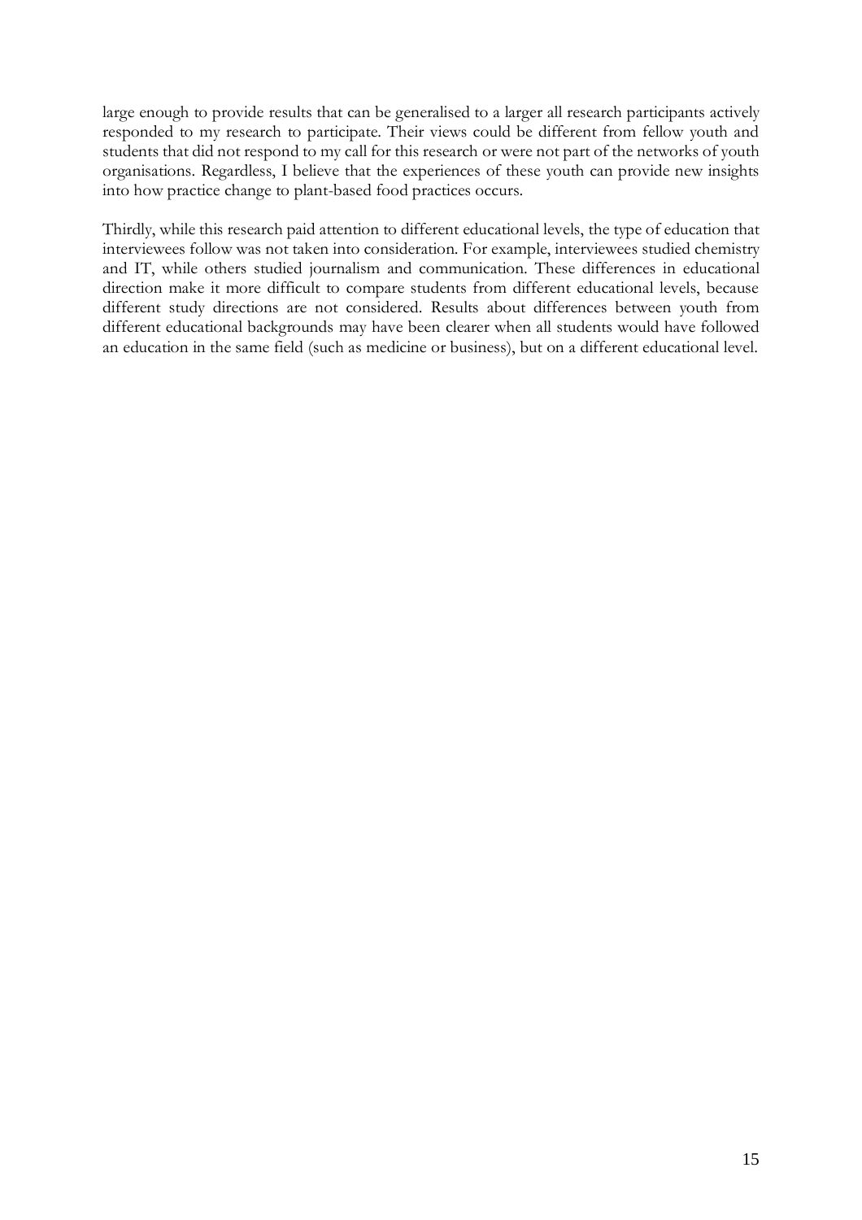large enough to provide results that can be generalised to a larger all research participants actively responded to my research to participate. Their views could be different from fellow youth and students that did not respond to my call for this research or were not part of the networks of youth organisations. Regardless, I believe that the experiences of these youth can provide new insights into how practice change to plant-based food practices occurs.

Thirdly, while this research paid attention to different educational levels, the type of education that interviewees follow was not taken into consideration. For example, interviewees studied chemistry and IT, while others studied journalism and communication. These differences in educational direction make it more difficult to compare students from different educational levels, because different study directions are not considered. Results about differences between youth from different educational backgrounds may have been clearer when all students would have followed an education in the same field (such as medicine or business), but on a different educational level.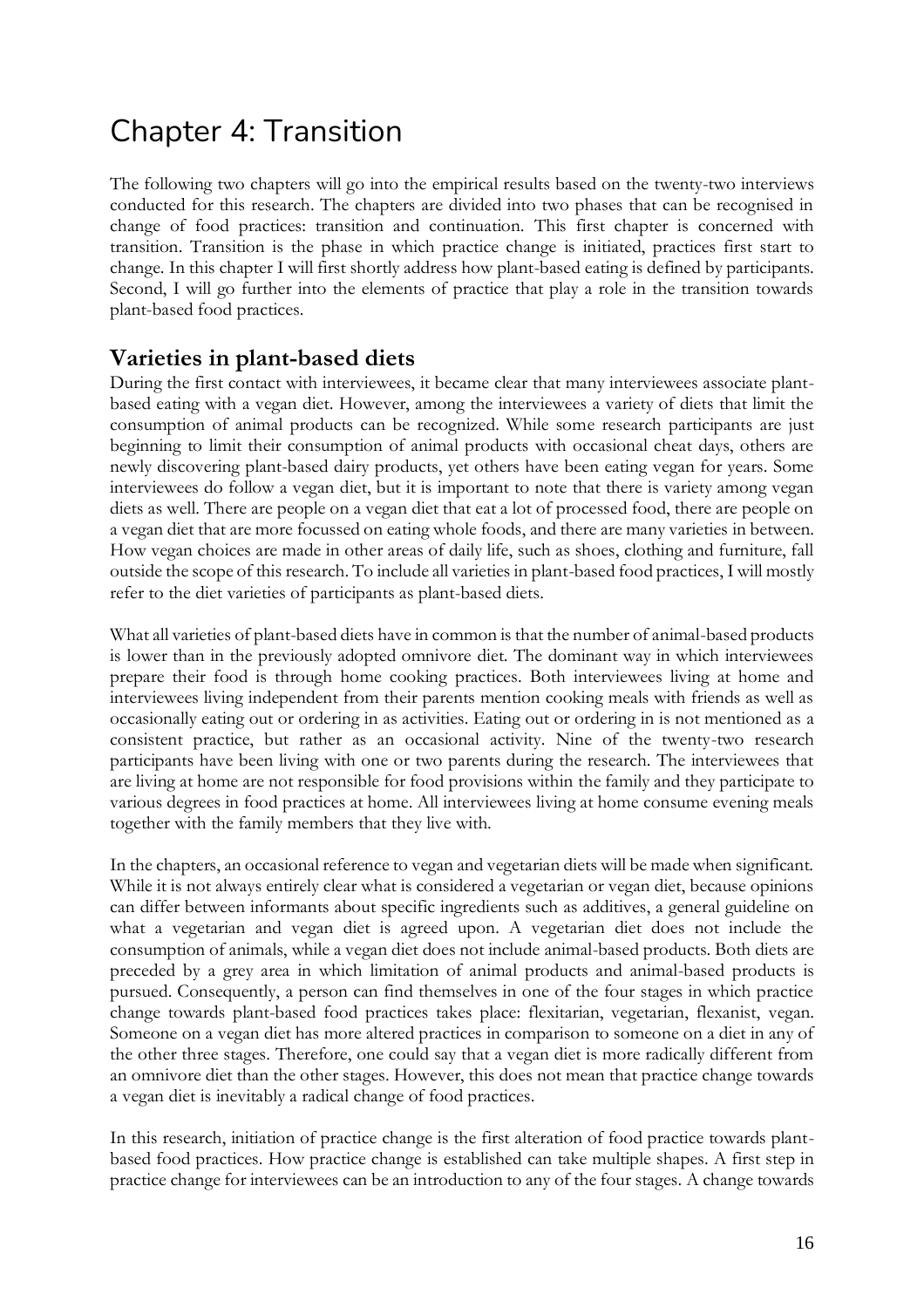# Chapter 4: Transition

The following two chapters will go into the empirical results based on the twenty-two interviews conducted for this research. The chapters are divided into two phases that can be recognised in change of food practices: transition and continuation. This first chapter is concerned with transition. Transition is the phase in which practice change is initiated, practices first start to change. In this chapter I will first shortly address how plant-based eating is defined by participants. Second, I will go further into the elements of practice that play a role in the transition towards plant-based food practices.

## Varieties in plant-based diets

During the first contact with interviewees, it became clear that many interviewees associate plant-based eating with a vegan diet. However, among the interviewees a variety of diets that limit the consumption of animal products can be recognized. While some research participants are just beginning to limit their consumption of animal products with occasional cheat days, others are newly discovering plant-based dairy products, yet others have been eating vegan for years. Some interviewees do follow a vegan diet, but it is important to note that there is variety among vegan diets as well. There are people on a vegan diet that eat a lot of processed food, there are people on a vegan diet that are more focussed on eating whole foods, and there are many varieties in between. How vegan choices are made in other areas of daily life, such as shoes, clothing and furniture, fall outside the scope of this research. To include all varieties in plant-based food practices, I will mostly refer to the diet varieties of participants as plant-based diets.

What all varieties of plant-based diets have in common is that the number of animal-based products is lower than in the previously adopted omnivore diet. The dominant way in which interviewees prepare their food is through home cooking practices. Both interviewees living at home and interviewees living independent from their parents mention cooking meals with friends as well as occasionally eating out or ordering in as activities. Eating out or ordering in is not mentioned as a consistent practice, but rather as an occasional activity. Nine of the twenty-two research participants have been living with one or two parents during the research. The interviewees that are living at home are not responsible for food provisions within the family and they participate to various degrees in food practices at home. All interviewees living at home consume evening meals together with the family members that they live with.

In the chapters, an occasional reference to vegan and vegetarian diets will be made when significant. While it is not always entirely clear what is considered a vegetarian or vegan diet, because opinions can differ between informants about specific ingredients such as additives, a general guideline on what a vegetarian and vegan diet is agreed upon. A vegetarian diet does not include the consumption of animals, while a vegan diet does not include animal-based products. Both diets are preceded by a grey area in which limitation of animal products and animal-based products is pursued. Consequently, a person can find themselves in one of the four stages in which practice change towards plant-based food practices takes place: flexitarian, vegetarian, flexanist, vegan. Someone on a vegan diet has more altered practices in comparison to someone on a diet in any of the other three stages. Therefore, one could say that a vegan diet is more radically different from an omnivore diet than the other stages. However, this does not mean that practice change towards a vegan diet is inevitably a radical change of food practices.

In this research, initiation of practice change is the first alteration of food practice towards plant-based food practices. How practice change is established can take multiple shapes. A first step in practice change for interviewees can be an introduction to any of the four stages. A change towards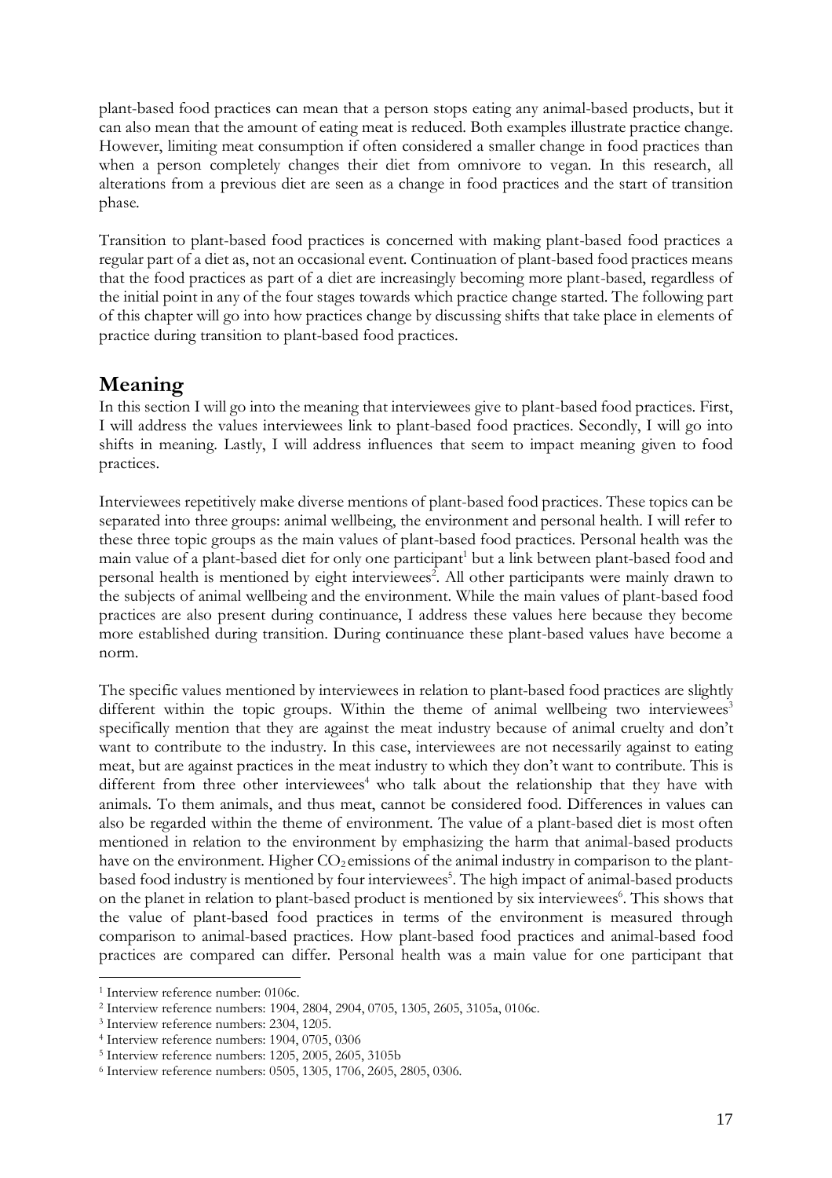plant-based food practices can mean that a person stops eating any animal-based products, but it can also mean that the amount of eating meat is reduced. Both examples illustrate practice change. However, limiting meat consumption if often considered a smaller change in food practices than when a person completely changes their diet from omnivore to vegan. In this research, all alterations from a previous diet are seen as a change in food practices and the start of transition phase.

Transition to plant-based food practices is concerned with making plant-based food practices a regular part of a diet as, not an occasional event. Continuation of plant-based food practices means that the food practices as part of a diet are increasingly becoming more plant-based, regardless of the initial point in any of the four stages towards which practice change started. The following part of this chapter will go into how practices change by discussing shifts that take place in elements of practice during transition to plant-based food practices.

## Meaning

In this section I will go into the meaning that interviewees give to plant-based food practices. First, I will address the values interviewees link to plant-based food practices. Secondly, I will go into shifts in meaning. Lastly, I will address influences that seem to impact meaning given to food practices.

Interviewees repetitively make diverse mentions of plant-based food practices. These topics can be separated into three groups: animal wellbeing, the environment and personal health. I will refer to these three topic groups as the main values of plant-based food practices. Personal health was the main value of a plant-based diet for only one participant[1] but a link between plant-based food and personal health is mentioned by eight interviewees[2]. All other participants were mainly drawn to the subjects of animal wellbeing and the environment. While the main values of plant-based food practices are also present during continuance, I address these values here because they become more established during transition. During continuance these plant-based values have become a norm.

The specific values mentioned by interviewees in relation to plant-based food practices are slightly different within the topic groups. Within the theme of animal wellbeing two interviewees[3] specifically mention that they are against the meat industry because of animal cruelty and don't want to contribute to the industry. In this case, interviewees are not necessarily against to eating meat, but are against practices in the meat industry to which they don't want to contribute. This is different from three other interviewees[4] who talk about the relationship that they have with animals. To them animals, and thus meat, cannot be considered food. Differences in values can also be regarded within the theme of environment. The value of a plant-based diet is most often mentioned in relation to the environment by emphasizing the harm that animal-based products have on the environment. Higher $CO_2$ emissions of the animal industry in comparison to the plant-based food industry is mentioned by four interviewees[5]. The high impact of animal-based products on the planet in relation to plant-based product is mentioned by six interviewees[6]. This shows that the value of plant-based food practices in terms of the environment is measured through comparison to animal-based practices. How plant-based food practices and animal-based food practices are compared can differ. Personal health was a main value for one participant that

---

[1] Interview reference number: 0106c.

[2] Interview reference numbers: 1904, 2804, 2904, 0705, 1305, 2605, 3105a, 0106c.

[3] Interview reference numbers: 2304, 1205.

[4] Interview reference numbers: 1904, 0705, 0306

[5] Interview reference numbers: 1205, 2005, 2605, 3105b

[6] Interview reference numbers: 0505, 1305, 1706, 2605, 2805, 0306.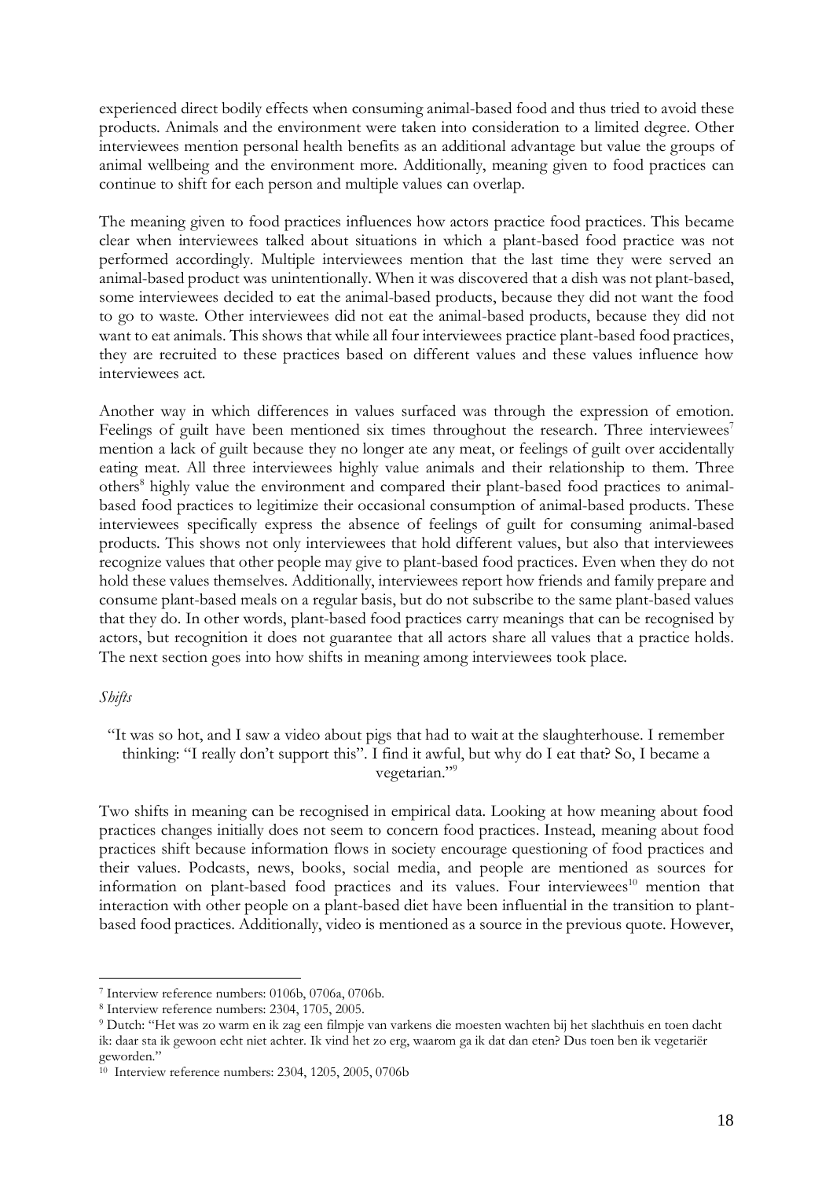experienced direct bodily effects when consuming animal-based food and thus tried to avoid these products. Animals and the environment were taken into consideration to a limited degree. Other interviewees mention personal health benefits as an additional advantage but value the groups of animal wellbeing and the environment more. Additionally, meaning given to food practices can continue to shift for each person and multiple values can overlap.

The meaning given to food practices influences how actors practice food practices. This became clear when interviewees talked about situations in which a plant-based food practice was not performed accordingly. Multiple interviewees mention that the last time they were served an animal-based product was unintentionally. When it was discovered that a dish was not plant-based, some interviewees decided to eat the animal-based products, because they did not want the food to go to waste. Other interviewees did not eat the animal-based products, because they did not want to eat animals. This shows that while all four interviewees practice plant-based food practices, they are recruited to these practices based on different values and these values influence how interviewees act.

Another way in which differences in values surfaced was through the expression of emotion. Feelings of guilt have been mentioned six times throughout the research. Three interviewees[7] mention a lack of guilt because they no longer ate any meat, or feelings of guilt over accidentally eating meat. All three interviewees highly value animals and their relationship to them. Three others[8] highly value the environment and compared their plant-based food practices to animal-based food practices to legitimize their occasional consumption of animal-based products. These interviewees specifically express the absence of feelings of guilt for consuming animal-based products. This shows not only interviewees that hold different values, but also that interviewees recognize values that other people may give to plant-based food practices. Even when they do not hold these values themselves. Additionally, interviewees report how friends and family prepare and consume plant-based meals on a regular basis, but do not subscribe to the same plant-based values that they do. In other words, plant-based food practices carry meanings that can be recognised by actors, but recognition it does not guarantee that all actors share all values that a practice holds. The next section goes into how shifts in meaning among interviewees took place.

*Shifts*

> "It was so hot, and I saw a video about pigs that had to wait at the slaughterhouse. I remember thinking: "I really don't support this". I find it awful, but why do I eat that? So, I became a vegetarian."[9]

Two shifts in meaning can be recognised in empirical data. Looking at how meaning about food practices changes initially does not seem to concern food practices. Instead, meaning about food practices shift because information flows in society encourage questioning of food practices and their values. Podcasts, news, books, social media, and people are mentioned as sources for information on plant-based food practices and its values. Four interviewees[10] mention that interaction with other people on a plant-based diet have been influential in the transition to plant-based food practices. Additionally, video is mentioned as a source in the previous quote. However,

---

[7] Interview reference numbers: 0106b, 0706a, 0706b.

[8] Interview reference numbers: 2304, 1705, 2005.

[9] Dutch: "Het was zo warm en ik zag een filmpje van varkens die moesten wachten bij het slachthuis en toen dacht ik: daar sta ik gewoon echt niet achter. Ik vind het zo erg, waarom ga ik dat dan eten? Dus toen ben ik vegetariër geworden."

[10] Interview reference numbers: 2304, 1205, 2005, 0706b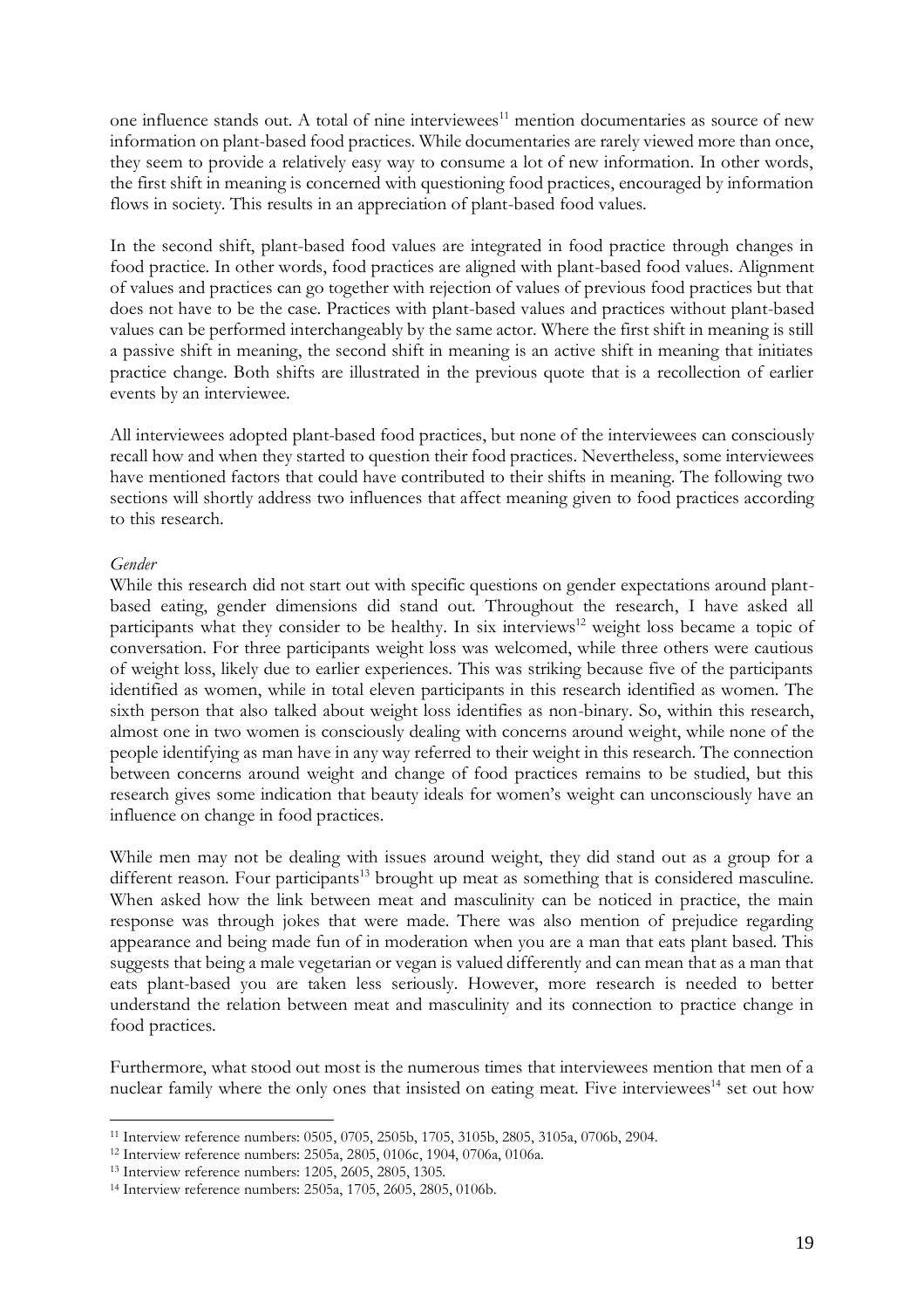one influence stands out. A total of nine interviewees[11] mention documentaries as source of new information on plant-based food practices. While documentaries are rarely viewed more than once, they seem to provide a relatively easy way to consume a lot of new information. In other words, the first shift in meaning is concerned with questioning food practices, encouraged by information flows in society. This results in an appreciation of plant-based food values.

In the second shift, plant-based food values are integrated in food practice through changes in food practice. In other words, food practices are aligned with plant-based food values. Alignment of values and practices can go together with rejection of values of previous food practices but that does not have to be the case. Practices with plant-based values and practices without plant-based values can be performed interchangeably by the same actor. Where the first shift in meaning is still a passive shift in meaning, the second shift in meaning is an active shift in meaning that initiates practice change. Both shifts are illustrated in the previous quote that is a recollection of earlier events by an interviewee.

All interviewees adopted plant-based food practices, but none of the interviewees can consciously recall how and when they started to question their food practices. Nevertheless, some interviewees have mentioned factors that could have contributed to their shifts in meaning. The following two sections will shortly address two influences that affect meaning given to food practices according to this research.

*Gender*

While this research did not start out with specific questions on gender expectations around plant-based eating, gender dimensions did stand out. Throughout the research, I have asked all participants what they consider to be healthy. In six interviews[12] weight loss became a topic of conversation. For three participants weight loss was welcomed, while three others were cautious of weight loss, likely due to earlier experiences. This was striking because five of the participants identified as women, while in total eleven participants in this research identified as women. The sixth person that also talked about weight loss identifies as non-binary. So, within this research, almost one in two women is consciously dealing with concerns around weight, while none of the people identifying as man have in any way referred to their weight in this research. The connection between concerns around weight and change of food practices remains to be studied, but this research gives some indication that beauty ideals for women's weight can unconsciously have an influence on change in food practices.

While men may not be dealing with issues around weight, they did stand out as a group for a different reason. Four participants[13] brought up meat as something that is considered masculine. When asked how the link between meat and masculinity can be noticed in practice, the main response was through jokes that were made. There was also mention of prejudice regarding appearance and being made fun of in moderation when you are a man that eats plant based. This suggests that being a male vegetarian or vegan is valued differently and can mean that as a man that eats plant-based you are taken less seriously. However, more research is needed to better understand the relation between meat and masculinity and its connection to practice change in food practices.

Furthermore, what stood out most is the numerous times that interviewees mention that men of a nuclear family where the only ones that insisted on eating meat. Five interviewees[14] set out how

---

[11] Interview reference numbers: 0505, 0705, 2505b, 1705, 3105b, 2805, 3105a, 0706b, 2904.

[12] Interview reference numbers: 2505a, 2805, 0106c, 1904, 0706a, 0106a.

[13] Interview reference numbers: 1205, 2605, 2805, 1305.

[14] Interview reference numbers: 2505a, 1705, 2605, 2805, 0106b.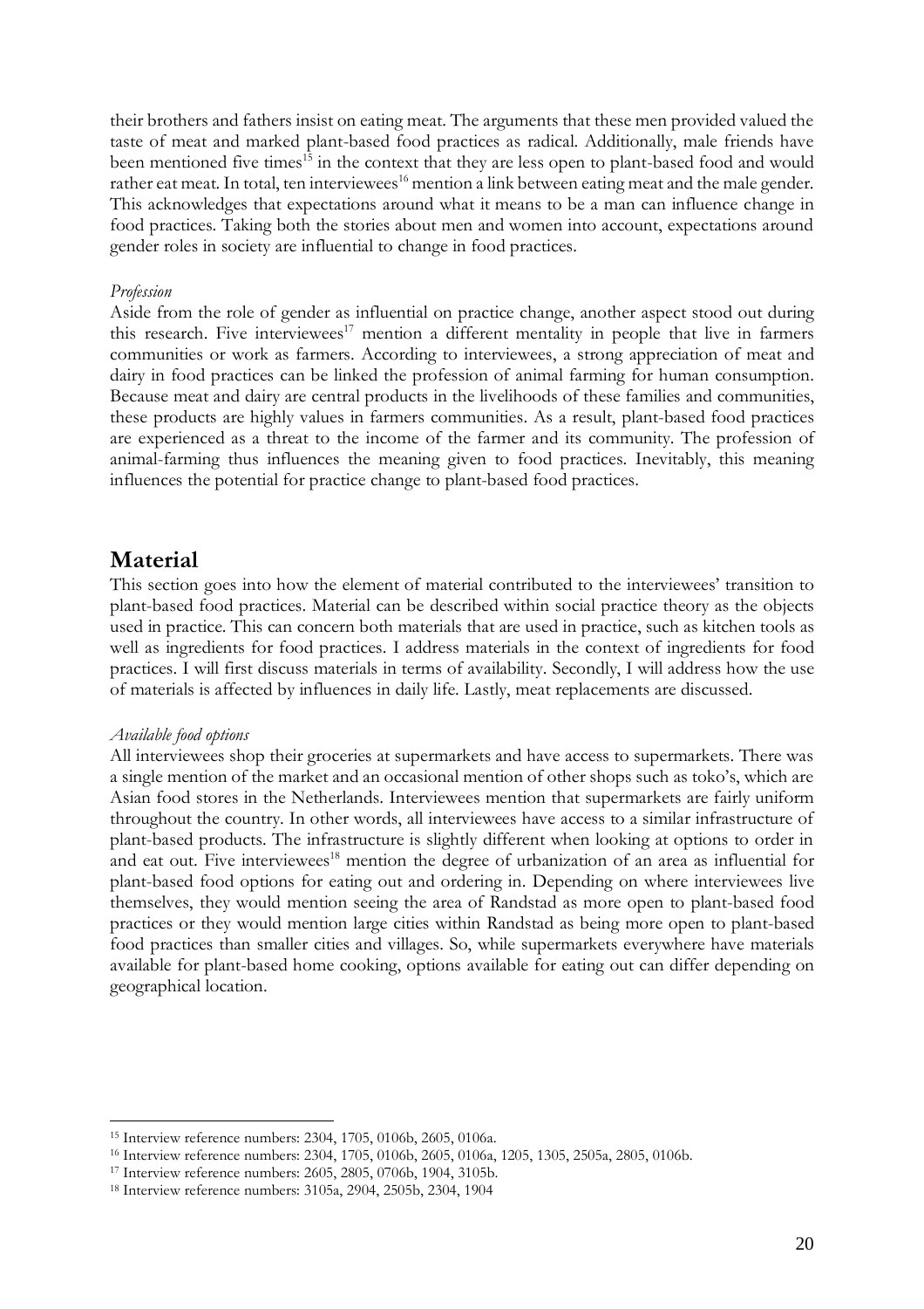their brothers and fathers insist on eating meat. The arguments that these men provided valued the taste of meat and marked plant-based food practices as radical. Additionally, male friends have been mentioned five times[15] in the context that they are less open to plant-based food and would rather eat meat. In total, ten interviewees[16] mention a link between eating meat and the male gender. This acknowledges that expectations around what it means to be a man can influence change in food practices. Taking both the stories about men and women into account, expectations around gender roles in society are influential to change in food practices.

*Profession*

Aside from the role of gender as influential on practice change, another aspect stood out during this research. Five interviewees[17] mention a different mentality in people that live in farmers communities or work as farmers. According to interviewees, a strong appreciation of meat and dairy in food practices can be linked the profession of animal farming for human consumption. Because meat and dairy are central products in the livelihoods of these families and communities, these products are highly values in farmers communities. As a result, plant-based food practices are experienced as a threat to the income of the farmer and its community. The profession of animal-farming thus influences the meaning given to food practices. Inevitably, this meaning influences the potential for practice change to plant-based food practices.

## Material

This section goes into how the element of material contributed to the interviewees' transition to plant-based food practices. Material can be described within social practice theory as the objects used in practice. This can concern both materials that are used in practice, such as kitchen tools as well as ingredients for food practices. I address materials in the context of ingredients for food practices. I will first discuss materials in terms of availability. Secondly, I will address how the use of materials is affected by influences in daily life. Lastly, meat replacements are discussed.

*Available food options*

All interviewees shop their groceries at supermarkets and have access to supermarkets. There was a single mention of the market and an occasional mention of other shops such as toko's, which are Asian food stores in the Netherlands. Interviewees mention that supermarkets are fairly uniform throughout the country. In other words, all interviewees have access to a similar infrastructure of plant-based products. The infrastructure is slightly different when looking at options to order in and eat out. Five interviewees[18] mention the degree of urbanization of an area as influential for plant-based food options for eating out and ordering in. Depending on where interviewees live themselves, they would mention seeing the area of Randstad as more open to plant-based food practices or they would mention large cities within Randstad as being more open to plant-based food practices than smaller cities and villages. So, while supermarkets everywhere have materials available for plant-based home cooking, options available for eating out can differ depending on geographical location.

---

[15] Interview reference numbers: 2304, 1705, 0106b, 2605, 0106a.

[16] Interview reference numbers: 2304, 1705, 0106b, 2605, 0106a, 1205, 1305, 2505a, 2805, 0106b.

[17] Interview reference numbers: 2605, 2805, 0706b, 1904, 3105b.

[18] Interview reference numbers: 3105a, 2904, 2505b, 2304, 1904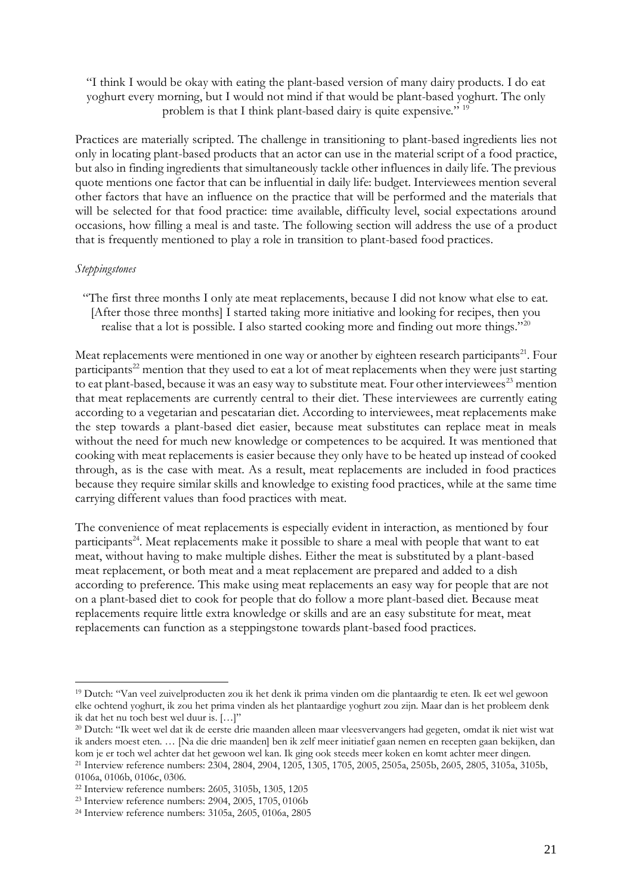"I think I would be okay with eating the plant-based version of many dairy products. I do eat yoghurt every morning, but I would not mind if that would be plant-based yoghurt. The only problem is that I think plant-based dairy is quite expensive." [19]

Practices are materially scripted. The challenge in transitioning to plant-based ingredients lies not only in locating plant-based products that an actor can use in the material script of a food practice, but also in finding ingredients that simultaneously tackle other influences in daily life. The previous quote mentions one factor that can be influential in daily life: budget. Interviewees mention several other factors that have an influence on the practice that will be performed and the materials that will be selected for that food practice: time available, difficulty level, social expectations around occasions, how filling a meal is and taste. The following section will address the use of a product that is frequently mentioned to play a role in transition to plant-based food practices.

*Steppingstones*

"The first three months I only ate meat replacements, because I did not know what else to eat. [After those three months] I started taking more initiative and looking for recipes, then you realise that a lot is possible. I also started cooking more and finding out more things."[20]

Meat replacements were mentioned in one way or another by eighteen research participants[21]. Four participants[22] mention that they used to eat a lot of meat replacements when they were just starting to eat plant-based, because it was an easy way to substitute meat. Four other interviewees[23] mention that meat replacements are currently central to their diet. These interviewees are currently eating according to a vegetarian and pescatarian diet. According to interviewees, meat replacements make the step towards a plant-based diet easier, because meat substitutes can replace meat in meals without the need for much new knowledge or competences to be acquired. It was mentioned that cooking with meat replacements is easier because they only have to be heated up instead of cooked through, as is the case with meat. As a result, meat replacements are included in food practices because they require similar skills and knowledge to existing food practices, while at the same time carrying different values than food practices with meat.

The convenience of meat replacements is especially evident in interaction, as mentioned by four participants[24]. Meat replacements make it possible to share a meal with people that want to eat meat, without having to make multiple dishes. Either the meat is substituted by a plant-based meat replacement, or both meat and a meat replacement are prepared and added to a dish according to preference. This make using meat replacements an easy way for people that are not on a plant-based diet to cook for people that do follow a more plant-based diet. Because meat replacements require little extra knowledge or skills and are an easy substitute for meat, meat replacements can function as a steppingstone towards plant-based food practices.

---

[19] Dutch: "Van veel zuivelproducten zou ik het denk ik prima vinden om die plantaardig te eten. Ik eet wel gewoon elke ochtend yoghurt, ik zou het prima vinden als het plantaardige yoghurt zou zijn. Maar dan is het probleem denk ik dat het nu toch best wel duur is. […]"

[20] Dutch: "Ik weet wel dat ik de eerste drie maanden alleen maar vleesvervangers had gegeten, omdat ik niet wist wat ik anders moest eten. … [Na die drie maanden] ben ik zelf meer initiatief gaan nemen en recepten gaan bekijken, dan kom je er toch wel achter dat het gewoon wel kan. Ik ging ook steeds meer koken en komt achter meer dingen.

[21] Interview reference numbers: 2304, 2804, 2904, 1205, 1305, 1705, 2005, 2505a, 2505b, 2605, 2805, 3105a, 3105b, 0106a, 0106b, 0106c, 0306.

[22] Interview reference numbers: 2605, 3105b, 1305, 1205

[23] Interview reference numbers: 2904, 2005, 1705, 0106b

[24] Interview reference numbers: 3105a, 2605, 0106a, 2805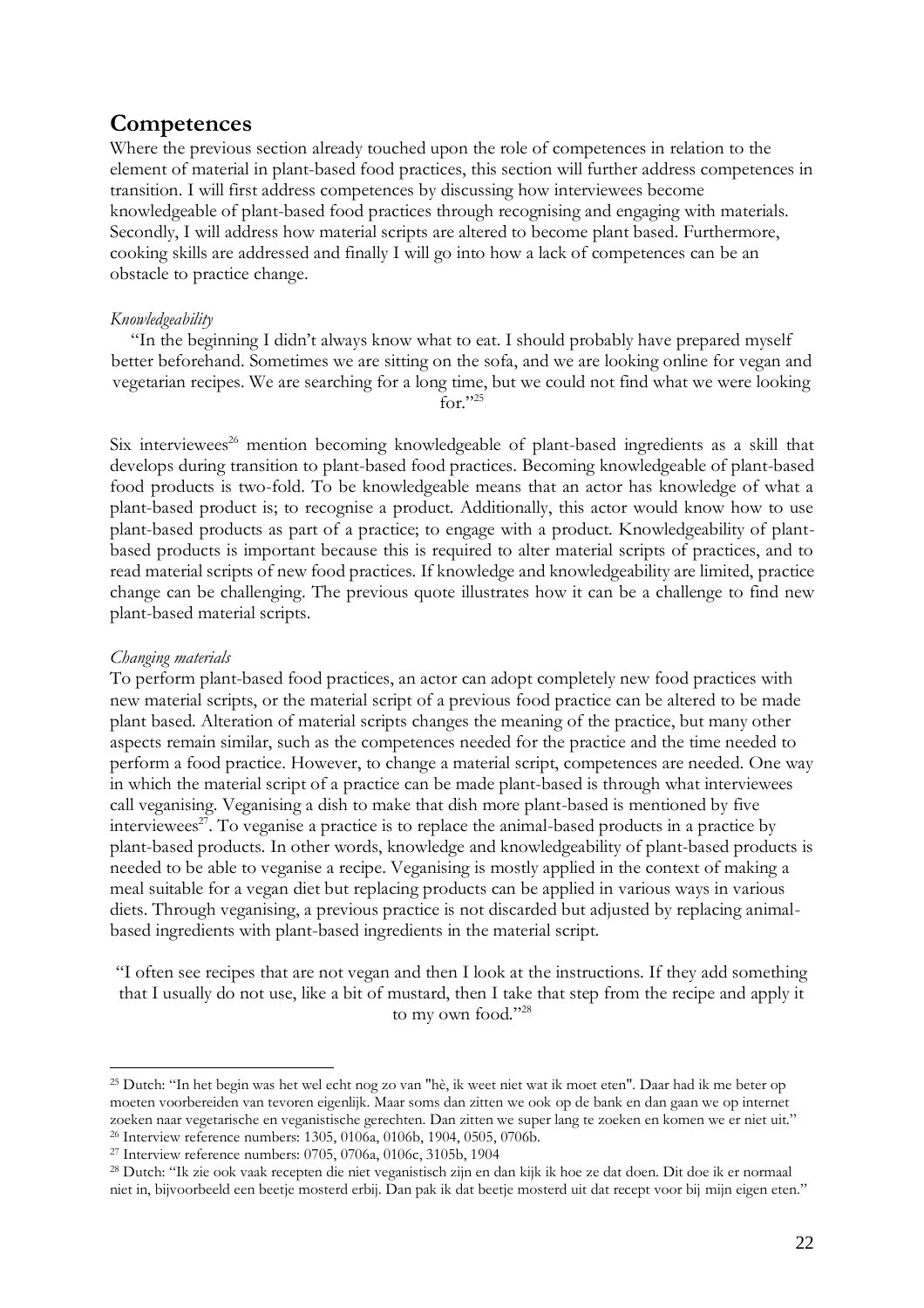## Competences

Where the previous section already touched upon the role of competences in relation to the element of material in plant-based food practices, this section will further address competences in transition. I will first address competences by discussing how interviewees become knowledgeable of plant-based food practices through recognising and engaging with materials. Secondly, I will address how material scripts are altered to become plant based. Furthermore, cooking skills are addressed and finally I will go into how a lack of competences can be an obstacle to practice change.

*Knowledgeability*

"In the beginning I didn't always know what to eat. I should probably have prepared myself better beforehand. Sometimes we are sitting on the sofa, and we are looking online for vegan and vegetarian recipes. We are searching for a long time, but we could not find what we were looking for."[25]

Six interviewees[26] mention becoming knowledgeable of plant-based ingredients as a skill that develops during transition to plant-based food practices. Becoming knowledgeable of plant-based food products is two-fold. To be knowledgeable means that an actor has knowledge of what a plant-based product is; to recognise a product. Additionally, this actor would know how to use plant-based products as part of a practice; to engage with a product. Knowledgeability of plant-based products is important because this is required to alter material scripts of practices, and to read material scripts of new food practices. If knowledge and knowledgeability are limited, practice change can be challenging. The previous quote illustrates how it can be a challenge to find new plant-based material scripts.

*Changing materials*

To perform plant-based food practices, an actor can adopt completely new food practices with new material scripts, or the material script of a previous food practice can be altered to be made plant based. Alteration of material scripts changes the meaning of the practice, but many other aspects remain similar, such as the competences needed for the practice and the time needed to perform a food practice. However, to change a material script, competences are needed. One way in which the material script of a practice can be made plant-based is through what interviewees call veganising. Veganising a dish to make that dish more plant-based is mentioned by five interviewees[27]. To veganise a practice is to replace the animal-based products in a practice by plant-based products. In other words, knowledge and knowledgeability of plant-based products is needed to be able to veganise a recipe. Veganising is mostly applied in the context of making a meal suitable for a vegan diet but replacing products can be applied in various ways in various diets. Through veganising, a previous practice is not discarded but adjusted by replacing animal-based ingredients with plant-based ingredients in the material script.

"I often see recipes that are not vegan and then I look at the instructions. If they add something that I usually do not use, like a bit of mustard, then I take that step from the recipe and apply it to my own food."[28]

---

[25] Dutch: "In het begin was het wel echt nog zo van "hè, ik weet niet wat ik moet eten". Daar had ik me beter op moeten voorbereiden van tevoren eigenlijk. Maar soms dan zitten we ook op de bank en dan gaan we op internet zoeken naar vegetarische en veganistische gerechten. Dan zitten we super lang te zoeken en komen we er niet uit."

[26] Interview reference numbers: 1305, 0106a, 0106b, 1904, 0505, 0706b.

[27] Interview reference numbers: 0705, 0706a, 0106c, 3105b, 1904

[28] Dutch: "Ik zie ook vaak recepten die niet veganistisch zijn en dan kijk ik hoe ze dat doen. Dit doe ik er normaal niet in, bijvoorbeeld een beetje mosterd erbij. Dan pak ik dat beetje mosterd uit dat recept voor bij mijn eigen eten."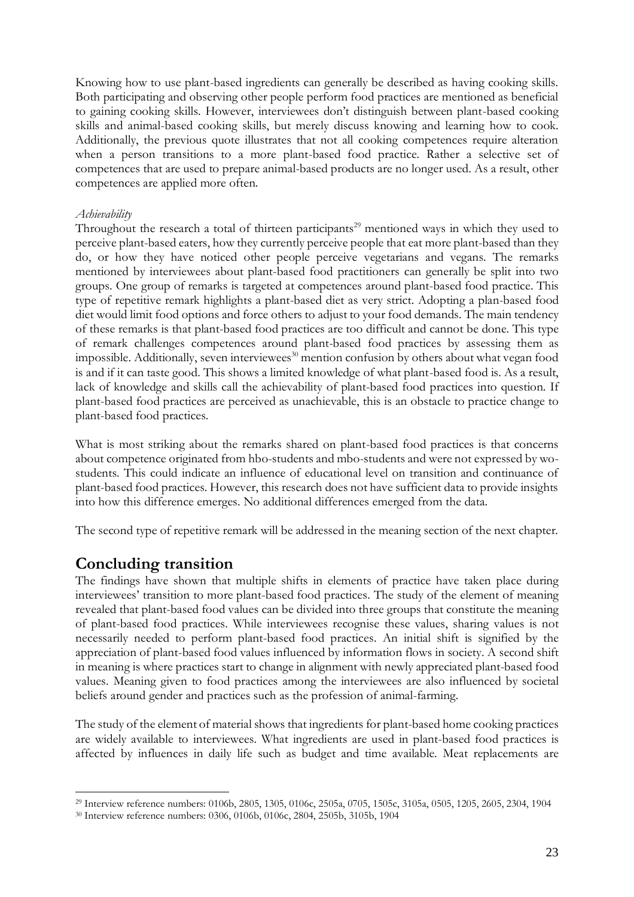Knowing how to use plant-based ingredients can generally be described as having cooking skills. Both participating and observing other people perform food practices are mentioned as beneficial to gaining cooking skills. However, interviewees don't distinguish between plant-based cooking skills and animal-based cooking skills, but merely discuss knowing and learning how to cook. Additionally, the previous quote illustrates that not all cooking competences require alteration when a person transitions to a more plant-based food practice. Rather a selective set of competences that are used to prepare animal-based products are no longer used. As a result, other competences are applied more often.

*Achievability*

Throughout the research a total of thirteen participants[29] mentioned ways in which they used to perceive plant-based eaters, how they currently perceive people that eat more plant-based than they do, or how they have noticed other people perceive vegetarians and vegans. The remarks mentioned by interviewees about plant-based food practitioners can generally be split into two groups. One group of remarks is targeted at competences around plant-based food practice. This type of repetitive remark highlights a plant-based diet as very strict. Adopting a plan-based food diet would limit food options and force others to adjust to your food demands. The main tendency of these remarks is that plant-based food practices are too difficult and cannot be done. This type of remark challenges competences around plant-based food practices by assessing them as impossible. Additionally, seven interviewees[30] mention confusion by others about what vegan food is and if it can taste good. This shows a limited knowledge of what plant-based food is. As a result, lack of knowledge and skills call the achievability of plant-based food practices into question. If plant-based food practices are perceived as unachievable, this is an obstacle to practice change to plant-based food practices.

What is most striking about the remarks shared on plant-based food practices is that concerns about competence originated from hbo-students and mbo-students and were not expressed by wo-students. This could indicate an influence of educational level on transition and continuance of plant-based food practices. However, this research does not have sufficient data to provide insights into how this difference emerges. No additional differences emerged from the data.

The second type of repetitive remark will be addressed in the meaning section of the next chapter.

## Concluding transition

The findings have shown that multiple shifts in elements of practice have taken place during interviewees' transition to more plant-based food practices. The study of the element of meaning revealed that plant-based food values can be divided into three groups that constitute the meaning of plant-based food practices. While interviewees recognise these values, sharing values is not necessarily needed to perform plant-based food practices. An initial shift is signified by the appreciation of plant-based food values influenced by information flows in society. A second shift in meaning is where practices start to change in alignment with newly appreciated plant-based food values. Meaning given to food practices among the interviewees are also influenced by societal beliefs around gender and practices such as the profession of animal-farming.

The study of the element of material shows that ingredients for plant-based home cooking practices are widely available to interviewees. What ingredients are used in plant-based food practices is affected by influences in daily life such as budget and time available. Meat replacements are

[29] Interview reference numbers: 0106b, 2805, 1305, 0106c, 2505a, 0705, 1505c, 3105a, 0505, 1205, 2605, 2304, 1904

[30] Interview reference numbers: 0306, 0106b, 0106c, 2804, 2505b, 3105b, 1904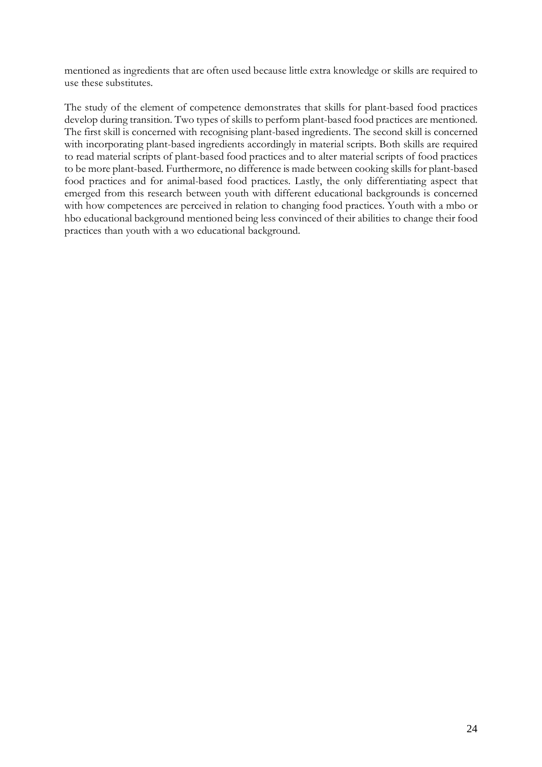mentioned as ingredients that are often used because little extra knowledge or skills are required to use these substitutes.

The study of the element of competence demonstrates that skills for plant-based food practices develop during transition. Two types of skills to perform plant-based food practices are mentioned. The first skill is concerned with recognising plant-based ingredients. The second skill is concerned with incorporating plant-based ingredients accordingly in material scripts. Both skills are required to read material scripts of plant-based food practices and to alter material scripts of food practices to be more plant-based. Furthermore, no difference is made between cooking skills for plant-based food practices and for animal-based food practices. Lastly, the only differentiating aspect that emerged from this research between youth with different educational backgrounds is concerned with how competences are perceived in relation to changing food practices. Youth with a mbo or hbo educational background mentioned being less convinced of their abilities to change their food practices than youth with a wo educational background.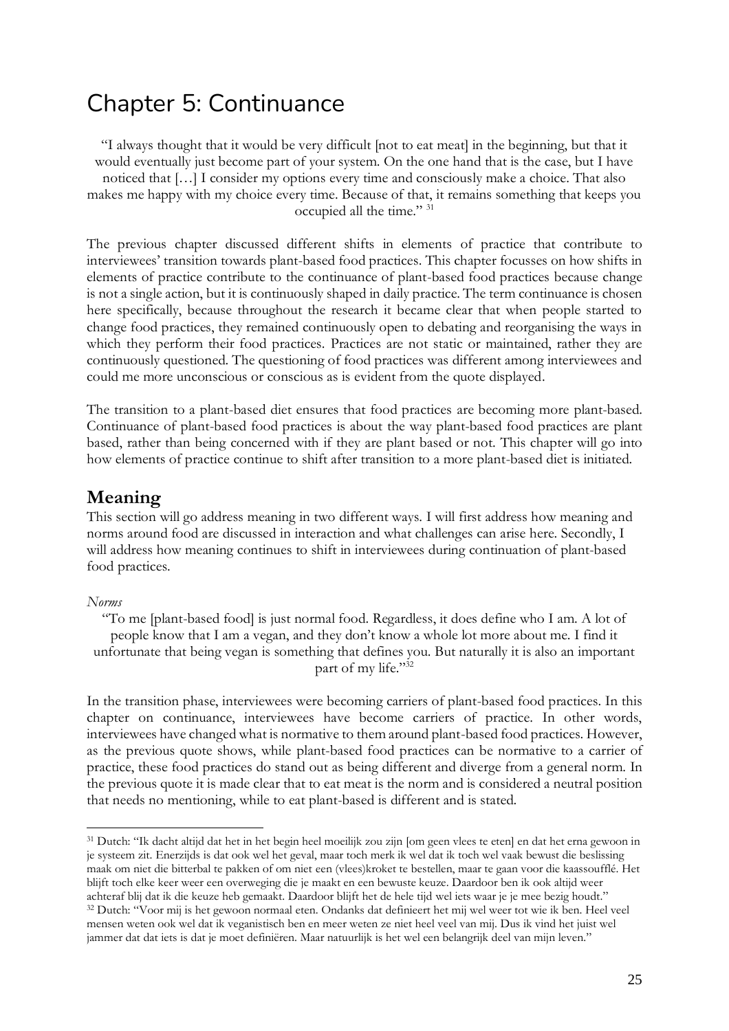# Chapter 5: Continuance

"I always thought that it would be very difficult [not to eat meat] in the beginning, but that it would eventually just become part of your system. On the one hand that is the case, but I have noticed that […] I consider my options every time and consciously make a choice. That also makes me happy with my choice every time. Because of that, it remains something that keeps you occupied all the time." [31]

The previous chapter discussed different shifts in elements of practice that contribute to interviewees' transition towards plant-based food practices. This chapter focusses on how shifts in elements of practice contribute to the continuance of plant-based food practices because change is not a single action, but it is continuously shaped in daily practice. The term continuance is chosen here specifically, because throughout the research it became clear that when people started to change food practices, they remained continuously open to debating and reorganising the ways in which they perform their food practices. Practices are not static or maintained, rather they are continuously questioned. The questioning of food practices was different among interviewees and could me more unconscious or conscious as is evident from the quote displayed.

The transition to a plant-based diet ensures that food practices are becoming more plant-based. Continuance of plant-based food practices is about the way plant-based food practices are plant based, rather than being concerned with if they are plant based or not. This chapter will go into how elements of practice continue to shift after transition to a more plant-based diet is initiated.

## Meaning

This section will go address meaning in two different ways. I will first address how meaning and norms around food are discussed in interaction and what challenges can arise here. Secondly, I will address how meaning continues to shift in interviewees during continuation of plant-based food practices.

*Norms*

"To me [plant-based food] is just normal food. Regardless, it does define who I am. A lot of people know that I am a vegan, and they don't know a whole lot more about me. I find it unfortunate that being vegan is something that defines you. But naturally it is also an important part of my life."[32]

In the transition phase, interviewees were becoming carriers of plant-based food practices. In this chapter on continuance, interviewees have become carriers of practice. In other words, interviewees have changed what is normative to them around plant-based food practices. However, as the previous quote shows, while plant-based food practices can be normative to a carrier of practice, these food practices do stand out as being different and diverge from a general norm. In the previous quote it is made clear that to eat meat is the norm and is considered a neutral position that needs no mentioning, while to eat plant-based is different and is stated.

[31] Dutch: "Ik dacht altijd dat het in het begin heel moeilijk zou zijn [om geen vlees te eten] en dat het erna gewoon in je systeem zit. Enerzijds is dat ook wel het geval, maar toch merk ik wel dat ik toch wel vaak bewust die beslissing maak om niet die bitterbal te pakken of om niet een (vlees)kroket te bestellen, maar te gaan voor die kaassoufflé. Het blijft toch elke keer weer een overweging die je maakt en een bewuste keuze. Daardoor ben ik ook altijd weer achteraf blij dat ik die keuze heb gemaakt. Daardoor blijft het de hele tijd wel iets waar je je mee bezig houdt."

[32] Dutch: "Voor mij is het gewoon normaal eten. Ondanks dat definieert het mij wel weer tot wie ik ben. Heel veel mensen weten ook wel dat ik veganistisch ben en meer weten ze niet heel veel van mij. Dus ik vind het juist wel jammer dat dat iets is dat je moet definiëren. Maar natuurlijk is het wel een belangrijk deel van mijn leven."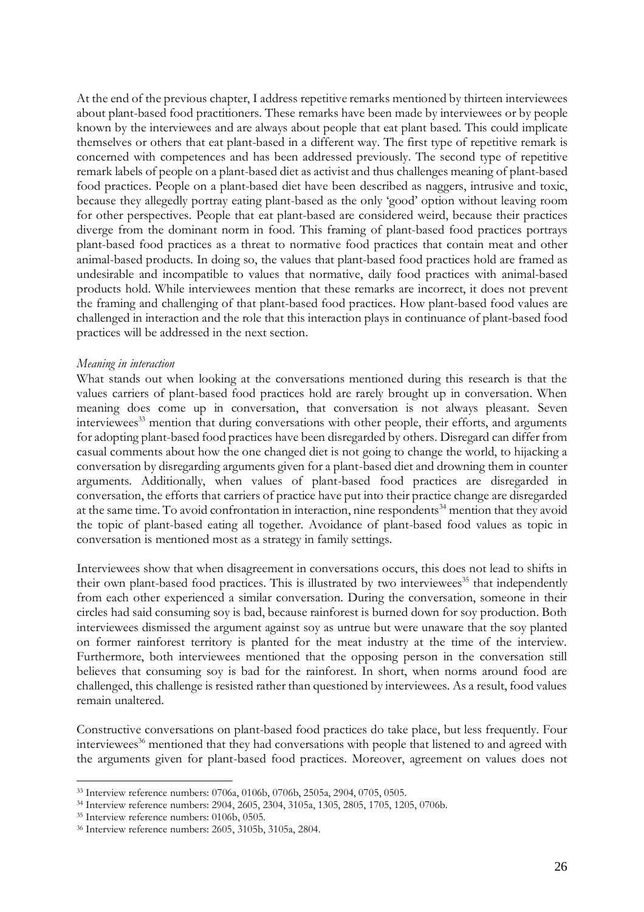At the end of the previous chapter, I address repetitive remarks mentioned by thirteen interviewees about plant-based food practitioners. These remarks have been made by interviewees or by people known by the interviewees and are always about people that eat plant based. This could implicate themselves or others that eat plant-based in a different way. The first type of repetitive remark is concerned with competences and has been addressed previously. The second type of repetitive remark labels of people on a plant-based diet as activist and thus challenges meaning of plant-based food practices. People on a plant-based diet have been described as naggers, intrusive and toxic, because they allegedly portray eating plant-based as the only 'good' option without leaving room for other perspectives. People that eat plant-based are considered weird, because their practices diverge from the dominant norm in food. This framing of plant-based food practices portrays plant-based food practices as a threat to normative food practices that contain meat and other animal-based products. In doing so, the values that plant-based food practices hold are framed as undesirable and incompatible to values that normative, daily food practices with animal-based products hold. While interviewees mention that these remarks are incorrect, it does not prevent the framing and challenging of that plant-based food practices. How plant-based food values are challenged in interaction and the role that this interaction plays in continuance of plant-based food practices will be addressed in the next section.

*Meaning in interaction*

What stands out when looking at the conversations mentioned during this research is that the values carriers of plant-based food practices hold are rarely brought up in conversation. When meaning does come up in conversation, that conversation is not always pleasant. Seven interviewees[33] mention that during conversations with other people, their efforts, and arguments for adopting plant-based food practices have been disregarded by others. Disregard can differ from casual comments about how the one changed diet is not going to change the world, to hijacking a conversation by disregarding arguments given for a plant-based diet and drowning them in counter arguments. Additionally, when values of plant-based food practices are disregarded in conversation, the efforts that carriers of practice have put into their practice change are disregarded at the same time. To avoid confrontation in interaction, nine respondents[34] mention that they avoid the topic of plant-based eating all together. Avoidance of plant-based food values as topic in conversation is mentioned most as a strategy in family settings.

Interviewees show that when disagreement in conversations occurs, this does not lead to shifts in their own plant-based food practices. This is illustrated by two interviewees[35] that independently from each other experienced a similar conversation. During the conversation, someone in their circles had said consuming soy is bad, because rainforest is burned down for soy production. Both interviewees dismissed the argument against soy as untrue but were unaware that the soy planted on former rainforest territory is planted for the meat industry at the time of the interview. Furthermore, both interviewees mentioned that the opposing person in the conversation still believes that consuming soy is bad for the rainforest. In short, when norms around food are challenged, this challenge is resisted rather than questioned by interviewees. As a result, food values remain unaltered.

Constructive conversations on plant-based food practices do take place, but less frequently. Four interviewees[36] mentioned that they had conversations with people that listened to and agreed with the arguments given for plant-based food practices. Moreover, agreement on values does not

---

[33] Interview reference numbers: 0706a, 0106b, 0706b, 2505a, 2904, 0705, 0505.

[34] Interview reference numbers: 2904, 2605, 2304, 3105a, 1305, 2805, 1705, 1205, 0706b.

[35] Interview reference numbers: 0106b, 0505.

[36] Interview reference numbers: 2605, 3105b, 3105a, 2804.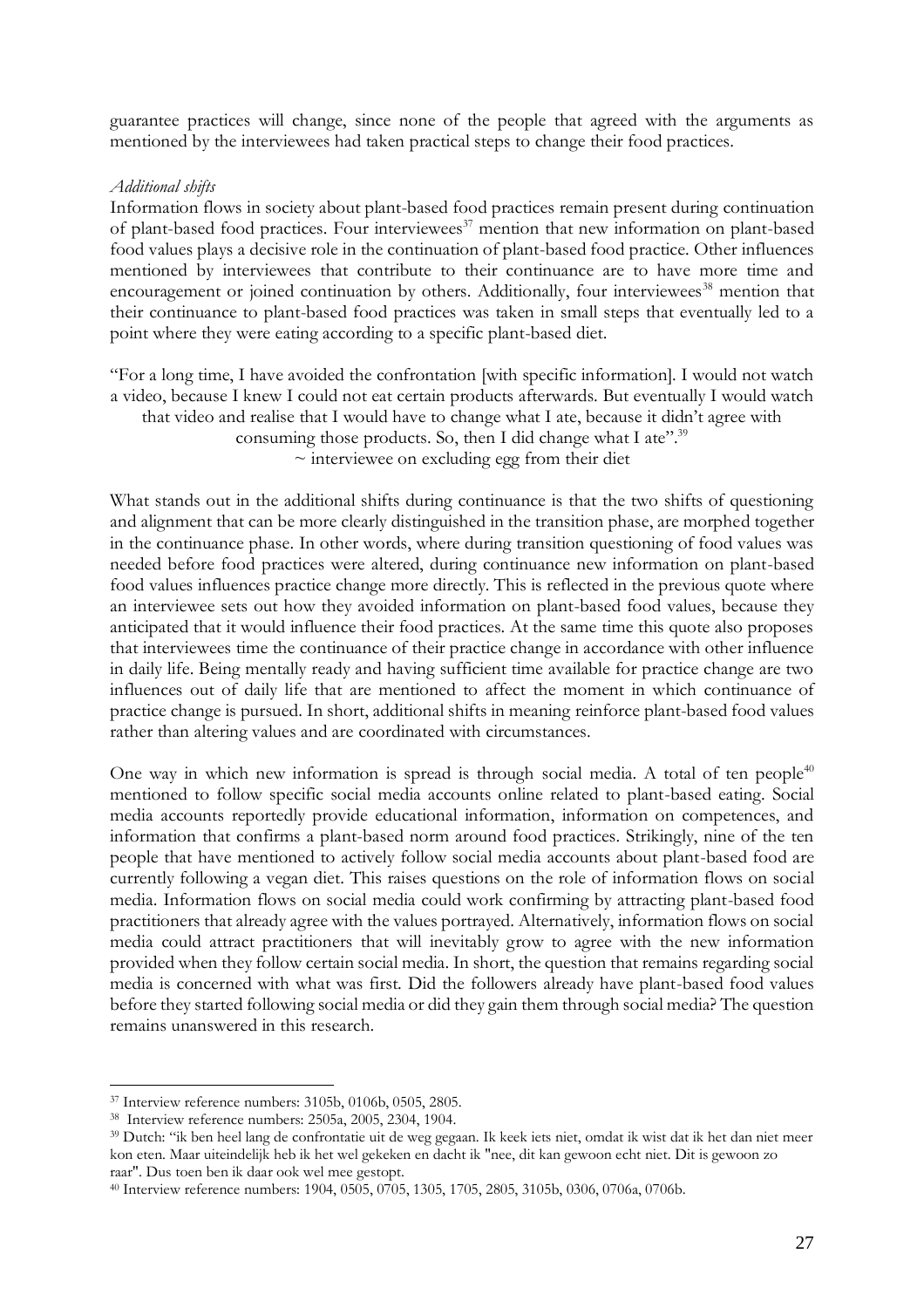guarantee practices will change, since none of the people that agreed with the arguments as mentioned by the interviewees had taken practical steps to change their food practices.

*Additional shifts*

Information flows in society about plant-based food practices remain present during continuation of plant-based food practices. Four interviewees[37] mention that new information on plant-based food values plays a decisive role in the continuation of plant-based food practice. Other influences mentioned by interviewees that contribute to their continuance are to have more time and encouragement or joined continuation by others. Additionally, four interviewees[38] mention that their continuance to plant-based food practices was taken in small steps that eventually led to a point where they were eating according to a specific plant-based diet.

"For a long time, I have avoided the confrontation [with specific information]. I would not watch a video, because I knew I could not eat certain products afterwards. But eventually I would watch that video and realise that I would have to change what I ate, because it didn't agree with consuming those products. So, then I did change what I ate".[39]
~ interviewee on excluding egg from their diet

What stands out in the additional shifts during continuance is that the two shifts of questioning and alignment that can be more clearly distinguished in the transition phase, are morphed together in the continuance phase. In other words, where during transition questioning of food values was needed before food practices were altered, during continuance new information on plant-based food values influences practice change more directly. This is reflected in the previous quote where an interviewee sets out how they avoided information on plant-based food values, because they anticipated that it would influence their food practices. At the same time this quote also proposes that interviewees time the continuance of their practice change in accordance with other influence in daily life. Being mentally ready and having sufficient time available for practice change are two influences out of daily life that are mentioned to affect the moment in which continuance of practice change is pursued. In short, additional shifts in meaning reinforce plant-based food values rather than altering values and are coordinated with circumstances.

One way in which new information is spread is through social media. A total of ten people[40] mentioned to follow specific social media accounts online related to plant-based eating. Social media accounts reportedly provide educational information, information on competences, and information that confirms a plant-based norm around food practices. Strikingly, nine of the ten people that have mentioned to actively follow social media accounts about plant-based food are currently following a vegan diet. This raises questions on the role of information flows on social media. Information flows on social media could work confirming by attracting plant-based food practitioners that already agree with the values portrayed. Alternatively, information flows on social media could attract practitioners that will inevitably grow to agree with the new information provided when they follow certain social media. In short, the question that remains regarding social media is concerned with what was first. Did the followers already have plant-based food values before they started following social media or did they gain them through social media? The question remains unanswered in this research.

[37] Interview reference numbers: 3105b, 0106b, 0505, 2805.

[38] Interview reference numbers: 2505a, 2005, 2304, 1904.

[39] Dutch: "ik ben heel lang de confrontatie uit de weg gegaan. Ik keek iets niet, omdat ik wist dat ik het dan niet meer kon eten. Maar uiteindelijk heb ik het wel gekeken en dacht ik "nee, dit kan gewoon echt niet. Dit is gewoon zo raar". Dus toen ben ik daar ook wel mee gestopt.

[40] Interview reference numbers: 1904, 0505, 0705, 1305, 1705, 2805, 3105b, 0306, 0706a, 0706b.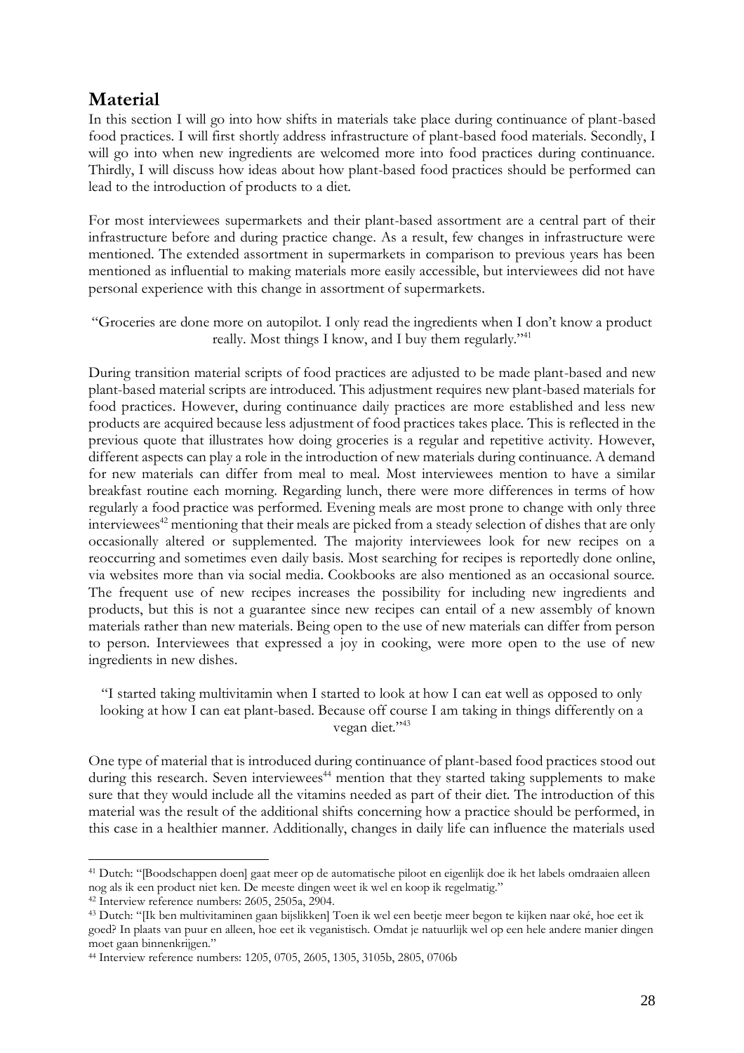## Material

In this section I will go into how shifts in materials take place during continuance of plant-based food practices. I will first shortly address infrastructure of plant-based food materials. Secondly, I will go into when new ingredients are welcomed more into food practices during continuance. Thirdly, I will discuss how ideas about how plant-based food practices should be performed can lead to the introduction of products to a diet.

For most interviewees supermarkets and their plant-based assortment are a central part of their infrastructure before and during practice change. As a result, few changes in infrastructure were mentioned. The extended assortment in supermarkets in comparison to previous years has been mentioned as influential to making materials more easily accessible, but interviewees did not have personal experience with this change in assortment of supermarkets.

> "Groceries are done more on autopilot. I only read the ingredients when I don't know a product really. Most things I know, and I buy them regularly."[41]

During transition material scripts of food practices are adjusted to be made plant-based and new plant-based material scripts are introduced. This adjustment requires new plant-based materials for food practices. However, during continuance daily practices are more established and less new products are acquired because less adjustment of food practices takes place. This is reflected in the previous quote that illustrates how doing groceries is a regular and repetitive activity. However, different aspects can play a role in the introduction of new materials during continuance. A demand for new materials can differ from meal to meal. Most interviewees mention to have a similar breakfast routine each morning. Regarding lunch, there were more differences in terms of how regularly a food practice was performed. Evening meals are most prone to change with only three interviewees[42] mentioning that their meals are picked from a steady selection of dishes that are only occasionally altered or supplemented. The majority interviewees look for new recipes on a reoccurring and sometimes even daily basis. Most searching for recipes is reportedly done online, via websites more than via social media. Cookbooks are also mentioned as an occasional source. The frequent use of new recipes increases the possibility for including new ingredients and products, but this is not a guarantee since new recipes can entail of a new assembly of known materials rather than new materials. Being open to the use of new materials can differ from person to person. Interviewees that expressed a joy in cooking, were more open to the use of new ingredients in new dishes.

> "I started taking multivitamin when I started to look at how I can eat well as opposed to only looking at how I can eat plant-based. Because off course I am taking in things differently on a vegan diet."[43]

One type of material that is introduced during continuance of plant-based food practices stood out during this research. Seven interviewees[44] mention that they started taking supplements to make sure that they would include all the vitamins needed as part of their diet. The introduction of this material was the result of the additional shifts concerning how a practice should be performed, in this case in a healthier manner. Additionally, changes in daily life can influence the materials used

---

[41] Dutch: "[Boodschappen doen] gaat meer op de automatische piloot en eigenlijk doe ik het labels omdraaien alleen nog als ik een product niet ken. De meeste dingen weet ik wel en koop ik regelmatig."

[42] Interview reference numbers: 2605, 2505a, 2904.

[43] Dutch: "[Ik ben multivitaminen gaan bijslikken] Toen ik wel een beetje meer begon te kijken naar oké, hoe eet ik goed? In plaats van puur en alleen, hoe eet ik veganistisch. Omdat je natuurlijk wel op een hele andere manier dingen moet gaan binnenkrijgen."

[44] Interview reference numbers: 1205, 0705, 2605, 1305, 3105b, 2805, 0706b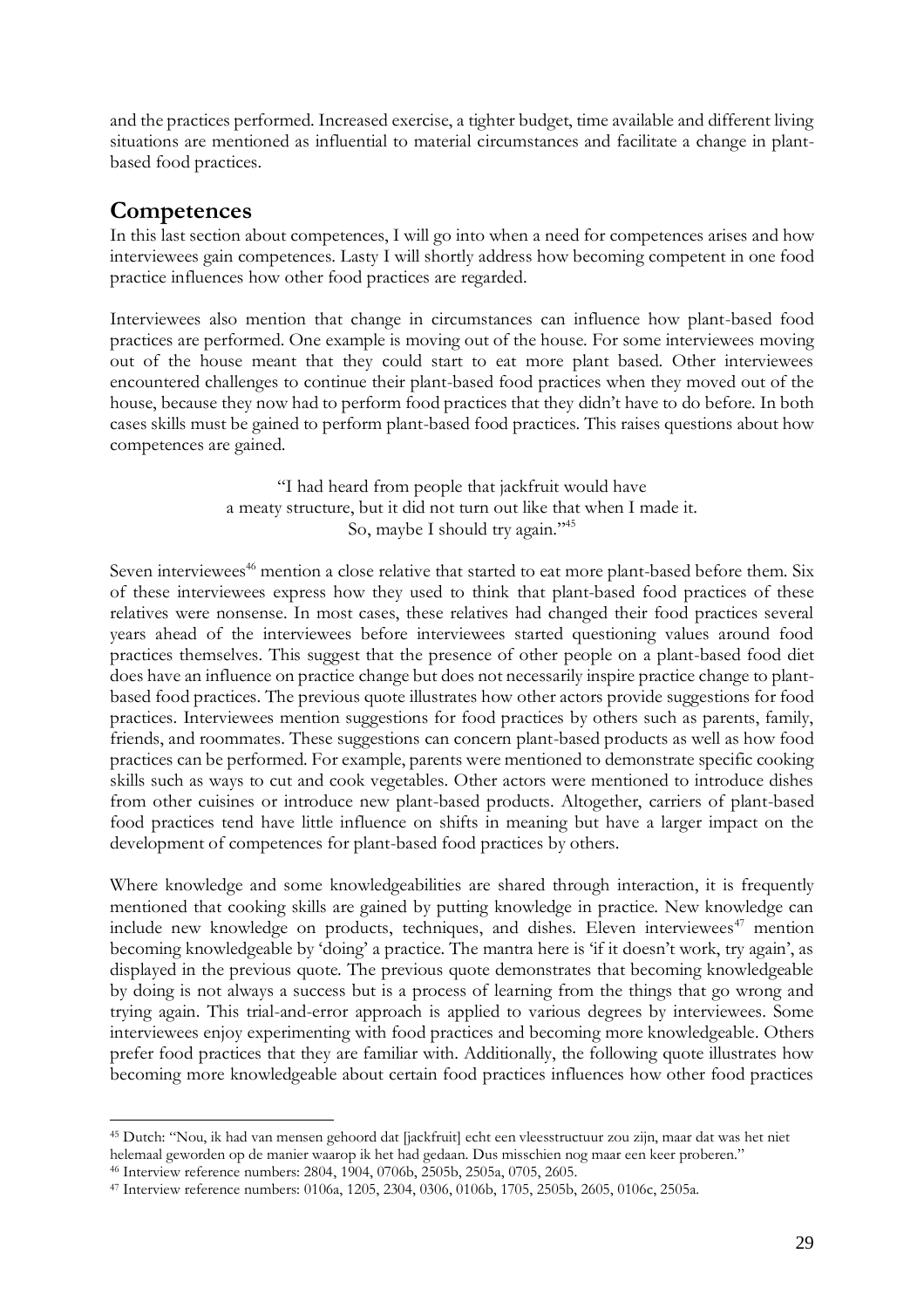and the practices performed. Increased exercise, a tighter budget, time available and different living situations are mentioned as influential to material circumstances and facilitate a change in plant-based food practices.

## Competences

In this last section about competences, I will go into when a need for competences arises and how interviewees gain competences. Lasty I will shortly address how becoming competent in one food practice influences how other food practices are regarded.

Interviewees also mention that change in circumstances can influence how plant-based food practices are performed. One example is moving out of the house. For some interviewees moving out of the house meant that they could start to eat more plant based. Other interviewees encountered challenges to continue their plant-based food practices when they moved out of the house, because they now had to perform food practices that they didn't have to do before. In both cases skills must be gained to perform plant-based food practices. This raises questions about how competences are gained.

> "I had heard from people that jackfruit would have a meaty structure, but it did not turn out like that when I made it. So, maybe I should try again."[45]

Seven interviewees[46] mention a close relative that started to eat more plant-based before them. Six of these interviewees express how they used to think that plant-based food practices of these relatives were nonsense. In most cases, these relatives had changed their food practices several years ahead of the interviewees before interviewees started questioning values around food practices themselves. This suggest that the presence of other people on a plant-based food diet does have an influence on practice change but does not necessarily inspire practice change to plant-based food practices. The previous quote illustrates how other actors provide suggestions for food practices. Interviewees mention suggestions for food practices by others such as parents, family, friends, and roommates. These suggestions can concern plant-based products as well as how food practices can be performed. For example, parents were mentioned to demonstrate specific cooking skills such as ways to cut and cook vegetables. Other actors were mentioned to introduce dishes from other cuisines or introduce new plant-based products. Altogether, carriers of plant-based food practices tend have little influence on shifts in meaning but have a larger impact on the development of competences for plant-based food practices by others.

Where knowledge and some knowledgeabilities are shared through interaction, it is frequently mentioned that cooking skills are gained by putting knowledge in practice. New knowledge can include new knowledge on products, techniques, and dishes. Eleven interviewees[47] mention becoming knowledgeable by 'doing' a practice. The mantra here is 'if it doesn't work, try again', as displayed in the previous quote. The previous quote demonstrates that becoming knowledgeable by doing is not always a success but is a process of learning from the things that go wrong and trying again. This trial-and-error approach is applied to various degrees by interviewees. Some interviewees enjoy experimenting with food practices and becoming more knowledgeable. Others prefer food practices that they are familiar with. Additionally, the following quote illustrates how becoming more knowledgeable about certain food practices influences how other food practices

---

[45] Dutch: "Nou, ik had van mensen gehoord dat [jackfruit] echt een vleesstructuur zou zijn, maar dat was het niet helemaal geworden op de manier waarop ik het had gedaan. Dus misschien nog maar een keer proberen."

[46] Interview reference numbers: 2804, 1904, 0706b, 2505b, 2505a, 0705, 2605.

[47] Interview reference numbers: 0106a, 1205, 2304, 0306, 0106b, 1705, 2505b, 2605, 0106c, 2505a.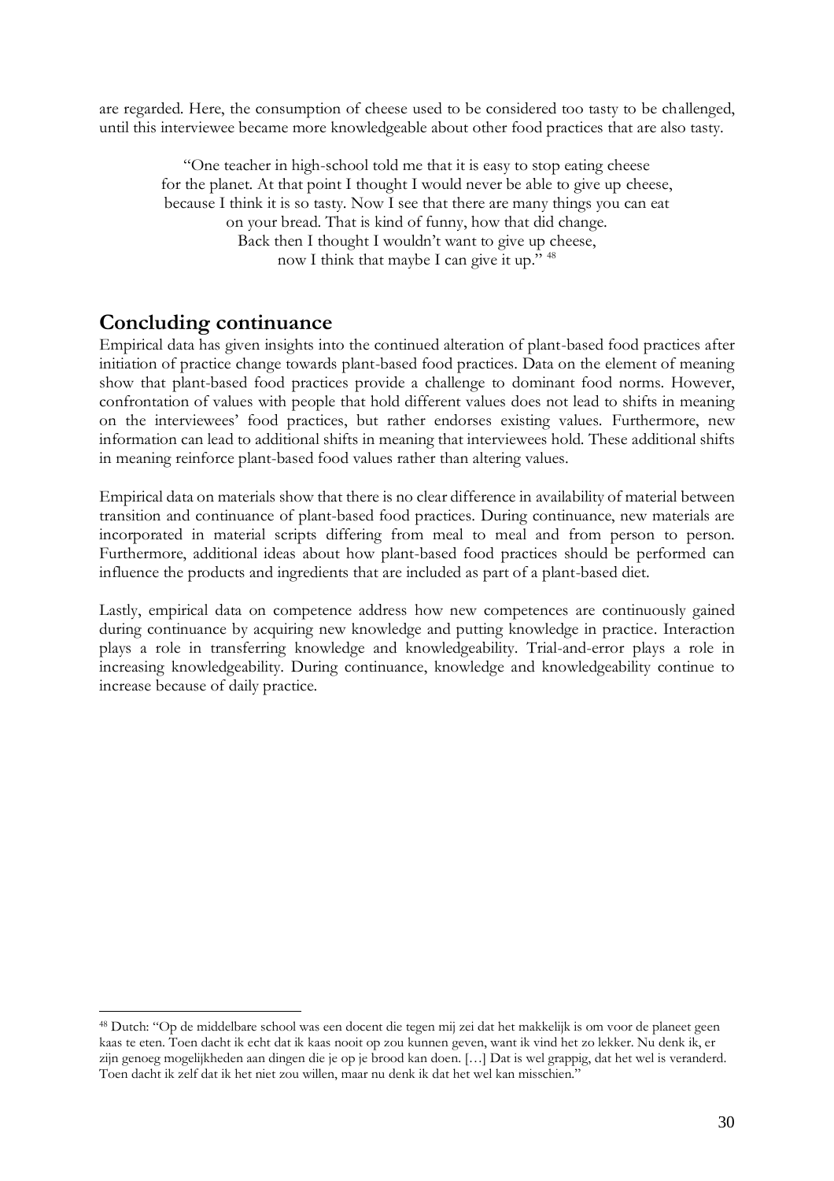are regarded. Here, the consumption of cheese used to be considered too tasty to be challenged, until this interviewee became more knowledgeable about other food practices that are also tasty.

> "One teacher in high-school told me that it is easy to stop eating cheese
> for the planet. At that point I thought I would never be able to give up cheese,
> because I think it is so tasty. Now I see that there are many things you can eat
> on your bread. That is kind of funny, how that did change.
> Back then I thought I wouldn't want to give up cheese,
> now I think that maybe I can give it up." [48]

## Concluding continuance

Empirical data has given insights into the continued alteration of plant-based food practices after initiation of practice change towards plant-based food practices. Data on the element of meaning show that plant-based food practices provide a challenge to dominant food norms. However, confrontation of values with people that hold different values does not lead to shifts in meaning on the interviewees' food practices, but rather endorses existing values. Furthermore, new information can lead to additional shifts in meaning that interviewees hold. These additional shifts in meaning reinforce plant-based food values rather than altering values.

Empirical data on materials show that there is no clear difference in availability of material between transition and continuance of plant-based food practices. During continuance, new materials are incorporated in material scripts differing from meal to meal and from person to person. Furthermore, additional ideas about how plant-based food practices should be performed can influence the products and ingredients that are included as part of a plant-based diet.

Lastly, empirical data on competence address how new competences are continuously gained during continuance by acquiring new knowledge and putting knowledge in practice. Interaction plays a role in transferring knowledge and knowledgeability. Trial-and-error plays a role in increasing knowledgeability. During continuance, knowledge and knowledgeability continue to increase because of daily practice.

---

[48] Dutch: "Op de middelbare school was een docent die tegen mij zei dat het makkelijk is om voor de planeet geen kaas te eten. Toen dacht ik echt dat ik kaas nooit op zou kunnen geven, want ik vind het zo lekker. Nu denk ik, er zijn genoeg mogelijkheden aan dingen die je op je brood kan doen. […] Dat is wel grappig, dat het wel is veranderd. Toen dacht ik zelf dat ik het niet zou willen, maar nu denk ik dat het wel kan misschien."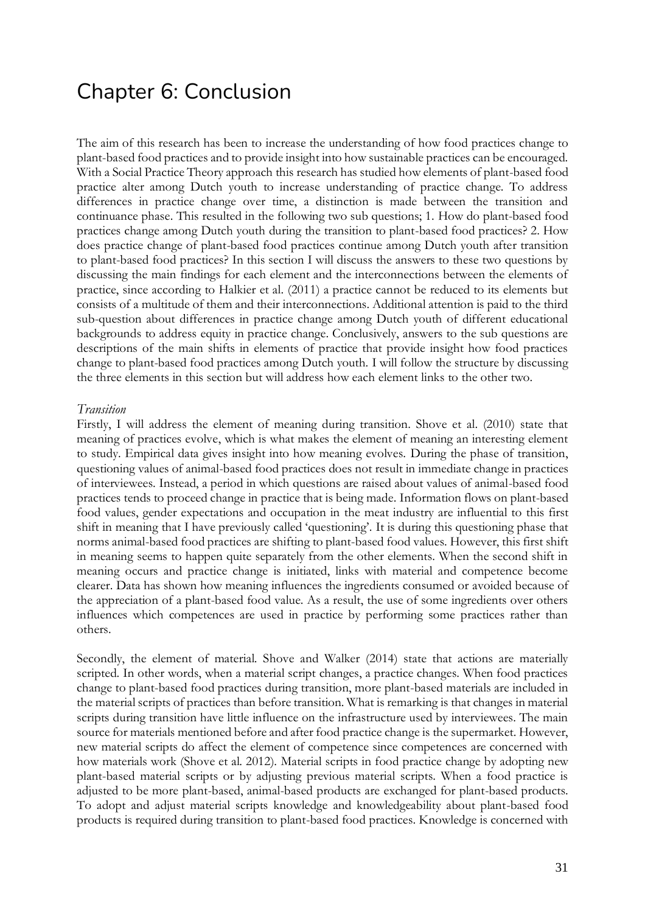# Chapter 6: Conclusion

The aim of this research has been to increase the understanding of how food practices change to plant-based food practices and to provide insight into how sustainable practices can be encouraged. With a Social Practice Theory approach this research has studied how elements of plant-based food practice alter among Dutch youth to increase understanding of practice change. To address differences in practice change over time, a distinction is made between the transition and continuance phase. This resulted in the following two sub questions; 1. How do plant-based food practices change among Dutch youth during the transition to plant-based food practices? 2. How does practice change of plant-based food practices continue among Dutch youth after transition to plant-based food practices? In this section I will discuss the answers to these two questions by discussing the main findings for each element and the interconnections between the elements of practice, since according to Halkier et al. (2011) a practice cannot be reduced to its elements but consists of a multitude of them and their interconnections. Additional attention is paid to the third sub-question about differences in practice change among Dutch youth of different educational backgrounds to address equity in practice change. Conclusively, answers to the sub questions are descriptions of the main shifts in elements of practice that provide insight how food practices change to plant-based food practices among Dutch youth. I will follow the structure by discussing the three elements in this section but will address how each element links to the other two.

*Transition*

Firstly, I will address the element of meaning during transition. Shove et al. (2010) state that meaning of practices evolve, which is what makes the element of meaning an interesting element to study. Empirical data gives insight into how meaning evolves. During the phase of transition, questioning values of animal-based food practices does not result in immediate change in practices of interviewees. Instead, a period in which questions are raised about values of animal-based food practices tends to proceed change in practice that is being made. Information flows on plant-based food values, gender expectations and occupation in the meat industry are influential to this first shift in meaning that I have previously called 'questioning'. It is during this questioning phase that norms animal-based food practices are shifting to plant-based food values. However, this first shift in meaning seems to happen quite separately from the other elements. When the second shift in meaning occurs and practice change is initiated, links with material and competence become clearer. Data has shown how meaning influences the ingredients consumed or avoided because of the appreciation of a plant-based food value. As a result, the use of some ingredients over others influences which competences are used in practice by performing some practices rather than others.

Secondly, the element of material. Shove and Walker (2014) state that actions are materially scripted. In other words, when a material script changes, a practice changes. When food practices change to plant-based food practices during transition, more plant-based materials are included in the material scripts of practices than before transition. What is remarking is that changes in material scripts during transition have little influence on the infrastructure used by interviewees. The main source for materials mentioned before and after food practice change is the supermarket. However, new material scripts do affect the element of competence since competences are concerned with how materials work (Shove et al. 2012). Material scripts in food practice change by adopting new plant-based material scripts or by adjusting previous material scripts. When a food practice is adjusted to be more plant-based, animal-based products are exchanged for plant-based products. To adopt and adjust material scripts knowledge and knowledgeability about plant-based food products is required during transition to plant-based food practices. Knowledge is concerned with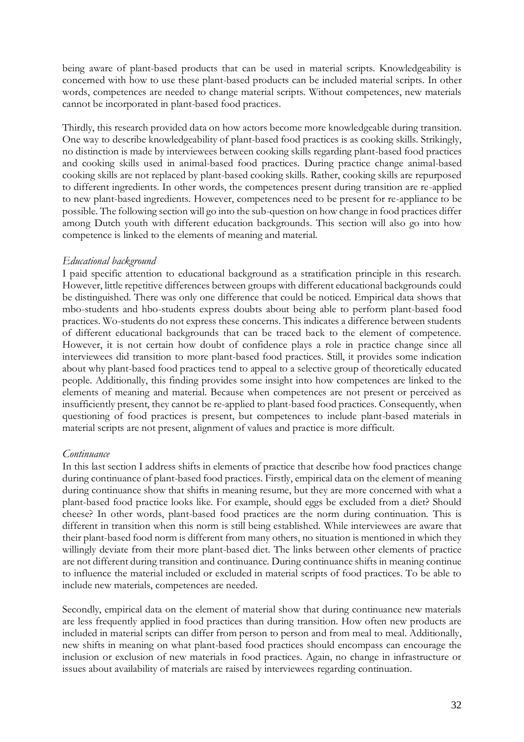being aware of plant-based products that can be used in material scripts. Knowledgeability is concerned with how to use these plant-based products can be included material scripts. In other words, competences are needed to change material scripts. Without competences, new materials cannot be incorporated in plant-based food practices.

Thirdly, this research provided data on how actors become more knowledgeable during transition. One way to describe knowledgeability of plant-based food practices is as cooking skills. Strikingly, no distinction is made by interviewees between cooking skills regarding plant-based food practices and cooking skills used in animal-based food practices. During practice change animal-based cooking skills are not replaced by plant-based cooking skills. Rather, cooking skills are repurposed to different ingredients. In other words, the competences present during transition are re-applied to new plant-based ingredients. However, competences need to be present for re-appliance to be possible. The following section will go into the sub-question on how change in food practices differ among Dutch youth with different education backgrounds. This section will also go into how competence is linked to the elements of meaning and material.

*Educational background*

I paid specific attention to educational background as a stratification principle in this research. However, little repetitive differences between groups with different educational backgrounds could be distinguished. There was only one difference that could be noticed. Empirical data shows that mbo-students and hbo-students express doubts about being able to perform plant-based food practices. Wo-students do not express these concerns. This indicates a difference between students of different educational backgrounds that can be traced back to the element of competence. However, it is not certain how doubt of confidence plays a role in practice change since all interviewees did transition to more plant-based food practices. Still, it provides some indication about why plant-based food practices tend to appeal to a selective group of theoretically educated people. Additionally, this finding provides some insight into how competences are linked to the elements of meaning and material. Because when competences are not present or perceived as insufficiently present, they cannot be re-applied to plant-based food practices. Consequently, when questioning of food practices is present, but competences to include plant-based materials in material scripts are not present, alignment of values and practice is more difficult.

*Continuance*

In this last section I address shifts in elements of practice that describe how food practices change during continuance of plant-based food practices. Firstly, empirical data on the element of meaning during continuance show that shifts in meaning resume, but they are more concerned with what a plant-based food practice looks like. For example, should eggs be excluded from a diet? Should cheese? In other words, plant-based food practices are the norm during continuation. This is different in transition when this norm is still being established. While interviewees are aware that their plant-based food norm is different from many others, no situation is mentioned in which they willingly deviate from their more plant-based diet. The links between other elements of practice are not different during transition and continuance. During continuance shifts in meaning continue to influence the material included or excluded in material scripts of food practices. To be able to include new materials, competences are needed.

Secondly, empirical data on the element of material show that during continuance new materials are less frequently applied in food practices than during transition. How often new products are included in material scripts can differ from person to person and from meal to meal. Additionally, new shifts in meaning on what plant-based food practices should encompass can encourage the inclusion or exclusion of new materials in food practices. Again, no change in infrastructure or issues about availability of materials are raised by interviewees regarding continuation.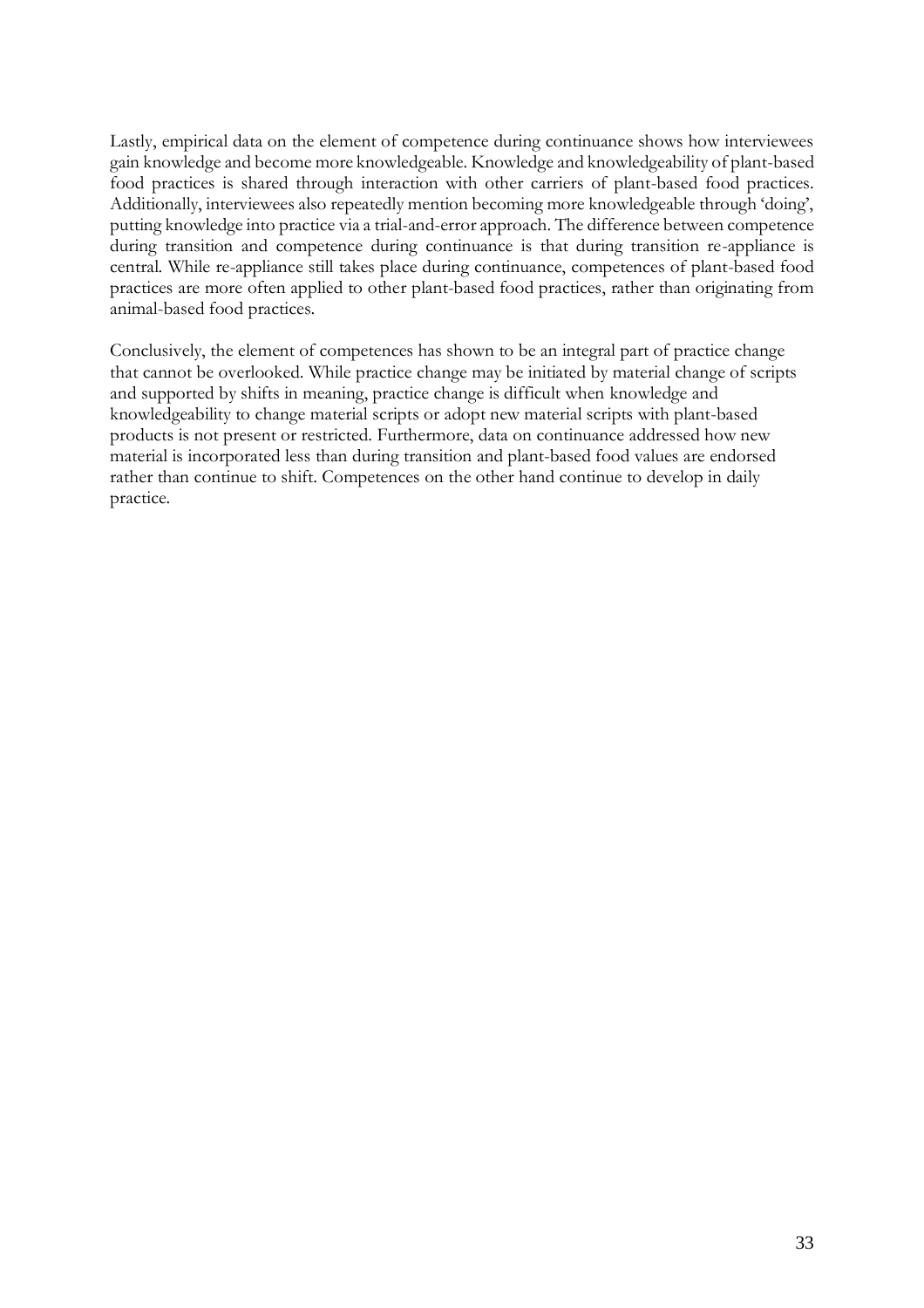Lastly, empirical data on the element of competence during continuance shows how interviewees gain knowledge and become more knowledgeable. Knowledge and knowledgeability of plant-based food practices is shared through interaction with other carriers of plant-based food practices. Additionally, interviewees also repeatedly mention becoming more knowledgeable through 'doing', putting knowledge into practice via a trial-and-error approach. The difference between competence during transition and competence during continuance is that during transition re-appliance is central. While re-appliance still takes place during continuance, competences of plant-based food practices are more often applied to other plant-based food practices, rather than originating from animal-based food practices.

Conclusively, the element of competences has shown to be an integral part of practice change that cannot be overlooked. While practice change may be initiated by material change of scripts and supported by shifts in meaning, practice change is difficult when knowledge and knowledgeability to change material scripts or adopt new material scripts with plant-based products is not present or restricted. Furthermore, data on continuance addressed how new material is incorporated less than during transition and plant-based food values are endorsed rather than continue to shift. Competences on the other hand continue to develop in daily practice.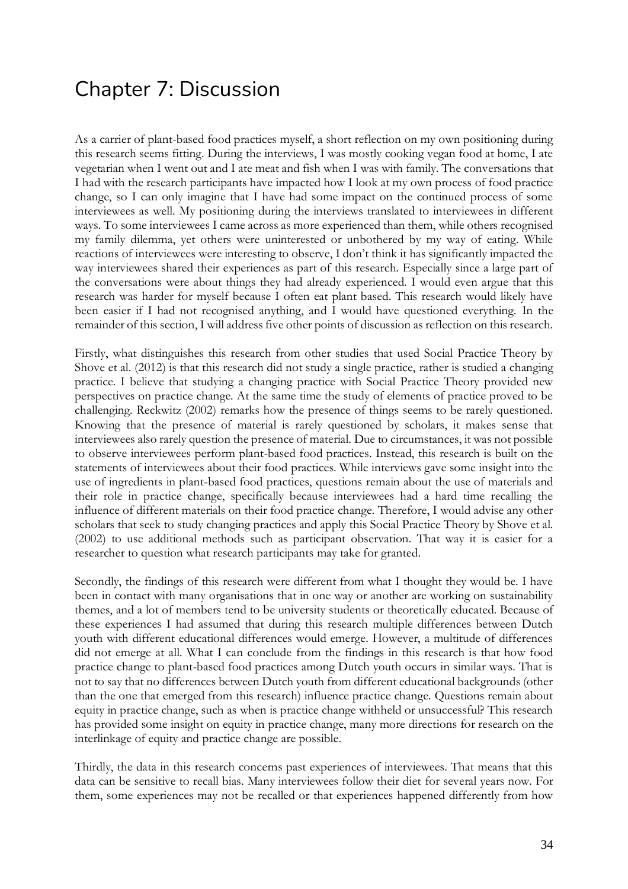# Chapter 7: Discussion

As a carrier of plant-based food practices myself, a short reflection on my own positioning during this research seems fitting. During the interviews, I was mostly cooking vegan food at home, I ate vegetarian when I went out and I ate meat and fish when I was with family. The conversations that I had with the research participants have impacted how I look at my own process of food practice change, so I can only imagine that I have had some impact on the continued process of some interviewees as well. My positioning during the interviews translated to interviewees in different ways. To some interviewees I came across as more experienced than them, while others recognised my family dilemma, yet others were uninterested or unbothered by my way of eating. While reactions of interviewees were interesting to observe, I don't think it has significantly impacted the way interviewees shared their experiences as part of this research. Especially since a large part of the conversations were about things they had already experienced. I would even argue that this research was harder for myself because I often eat plant based. This research would likely have been easier if I had not recognised anything, and I would have questioned everything. In the remainder of this section, I will address five other points of discussion as reflection on this research.

Firstly, what distinguishes this research from other studies that used Social Practice Theory by Shove et al. (2012) is that this research did not study a single practice, rather is studied a changing practice. I believe that studying a changing practice with Social Practice Theory provided new perspectives on practice change. At the same time the study of elements of practice proved to be challenging. Reckwitz (2002) remarks how the presence of things seems to be rarely questioned. Knowing that the presence of material is rarely questioned by scholars, it makes sense that interviewees also rarely question the presence of material. Due to circumstances, it was not possible to observe interviewees perform plant-based food practices. Instead, this research is built on the statements of interviewees about their food practices. While interviews gave some insight into the use of ingredients in plant-based food practices, questions remain about the use of materials and their role in practice change, specifically because interviewees had a hard time recalling the influence of different materials on their food practice change. Therefore, I would advise any other scholars that seek to study changing practices and apply this Social Practice Theory by Shove et al. (2002) to use additional methods such as participant observation. That way it is easier for a researcher to question what research participants may take for granted.

Secondly, the findings of this research were different from what I thought they would be. I have been in contact with many organisations that in one way or another are working on sustainability themes, and a lot of members tend to be university students or theoretically educated. Because of these experiences I had assumed that during this research multiple differences between Dutch youth with different educational differences would emerge. However, a multitude of differences did not emerge at all. What I can conclude from the findings in this research is that how food practice change to plant-based food practices among Dutch youth occurs in similar ways. That is not to say that no differences between Dutch youth from different educational backgrounds (other than the one that emerged from this research) influence practice change. Questions remain about equity in practice change, such as when is practice change withheld or unsuccessful? This research has provided some insight on equity in practice change, many more directions for research on the interlinkage of equity and practice change are possible.

Thirdly, the data in this research concerns past experiences of interviewees. That means that this data can be sensitive to recall bias. Many interviewees follow their diet for several years now. For them, some experiences may not be recalled or that experiences happened differently from how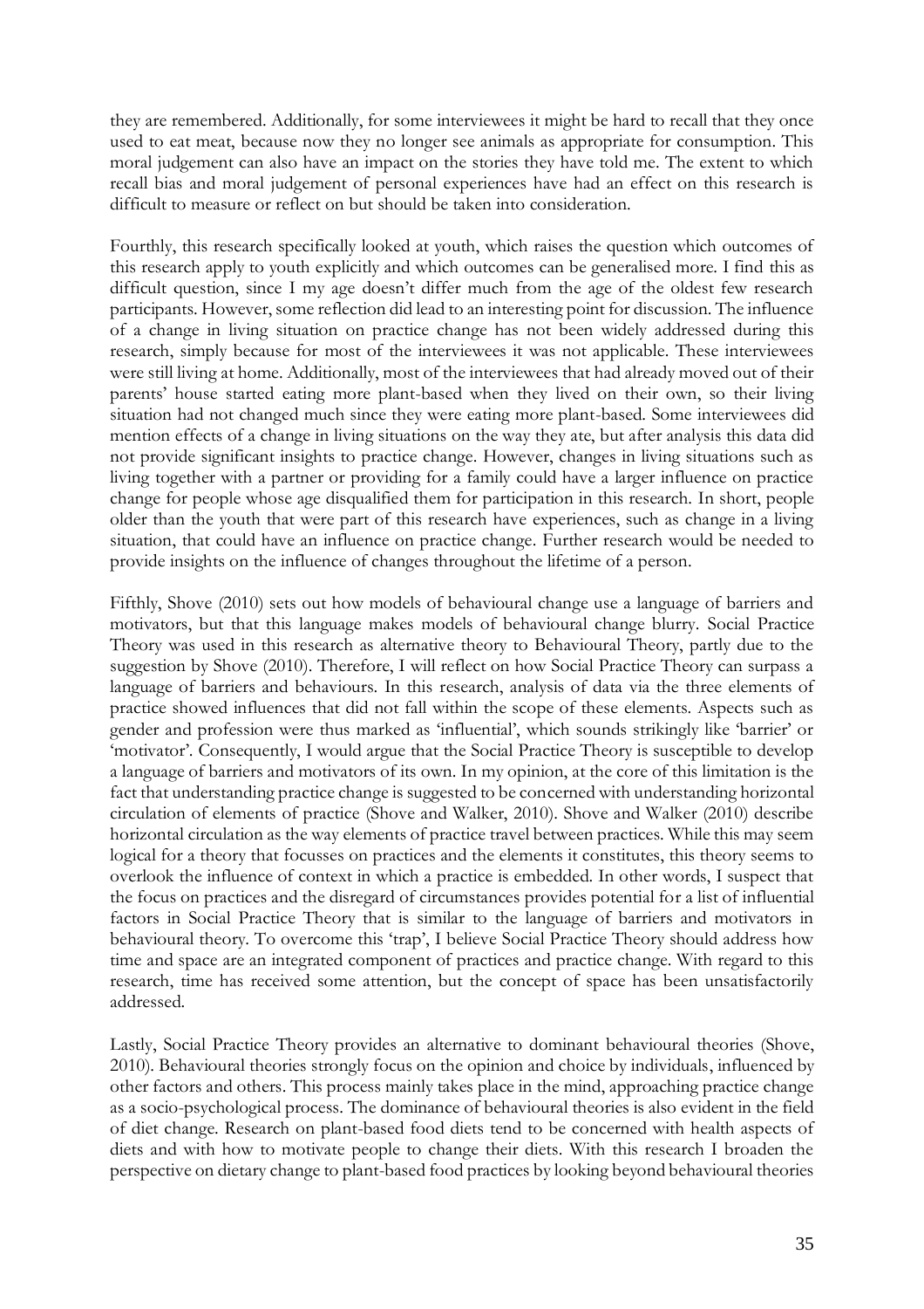they are remembered. Additionally, for some interviewees it might be hard to recall that they once used to eat meat, because now they no longer see animals as appropriate for consumption. This moral judgement can also have an impact on the stories they have told me. The extent to which recall bias and moral judgement of personal experiences have had an effect on this research is difficult to measure or reflect on but should be taken into consideration.

Fourthly, this research specifically looked at youth, which raises the question which outcomes of this research apply to youth explicitly and which outcomes can be generalised more. I find this as difficult question, since I my age doesn't differ much from the age of the oldest few research participants. However, some reflection did lead to an interesting point for discussion. The influence of a change in living situation on practice change has not been widely addressed during this research, simply because for most of the interviewees it was not applicable. These interviewees were still living at home. Additionally, most of the interviewees that had already moved out of their parents' house started eating more plant-based when they lived on their own, so their living situation had not changed much since they were eating more plant-based. Some interviewees did mention effects of a change in living situations on the way they ate, but after analysis this data did not provide significant insights to practice change. However, changes in living situations such as living together with a partner or providing for a family could have a larger influence on practice change for people whose age disqualified them for participation in this research. In short, people older than the youth that were part of this research have experiences, such as change in a living situation, that could have an influence on practice change. Further research would be needed to provide insights on the influence of changes throughout the lifetime of a person.

Fifthly, Shove (2010) sets out how models of behavioural change use a language of barriers and motivators, but that this language makes models of behavioural change blurry. Social Practice Theory was used in this research as alternative theory to Behavioural Theory, partly due to the suggestion by Shove (2010). Therefore, I will reflect on how Social Practice Theory can surpass a language of barriers and behaviours. In this research, analysis of data via the three elements of practice showed influences that did not fall within the scope of these elements. Aspects such as gender and profession were thus marked as 'influential', which sounds strikingly like 'barrier' or 'motivator'. Consequently, I would argue that the Social Practice Theory is susceptible to develop a language of barriers and motivators of its own. In my opinion, at the core of this limitation is the fact that understanding practice change is suggested to be concerned with understanding horizontal circulation of elements of practice (Shove and Walker, 2010). Shove and Walker (2010) describe horizontal circulation as the way elements of practice travel between practices. While this may seem logical for a theory that focusses on practices and the elements it constitutes, this theory seems to overlook the influence of context in which a practice is embedded. In other words, I suspect that the focus on practices and the disregard of circumstances provides potential for a list of influential factors in Social Practice Theory that is similar to the language of barriers and motivators in behavioural theory. To overcome this 'trap', I believe Social Practice Theory should address how time and space are an integrated component of practices and practice change. With regard to this research, time has received some attention, but the concept of space has been unsatisfactorily addressed.

Lastly, Social Practice Theory provides an alternative to dominant behavioural theories (Shove, 2010). Behavioural theories strongly focus on the opinion and choice by individuals, influenced by other factors and others. This process mainly takes place in the mind, approaching practice change as a socio-psychological process. The dominance of behavioural theories is also evident in the field of diet change. Research on plant-based food diets tend to be concerned with health aspects of diets and with how to motivate people to change their diets. With this research I broaden the perspective on dietary change to plant-based food practices by looking beyond behavioural theories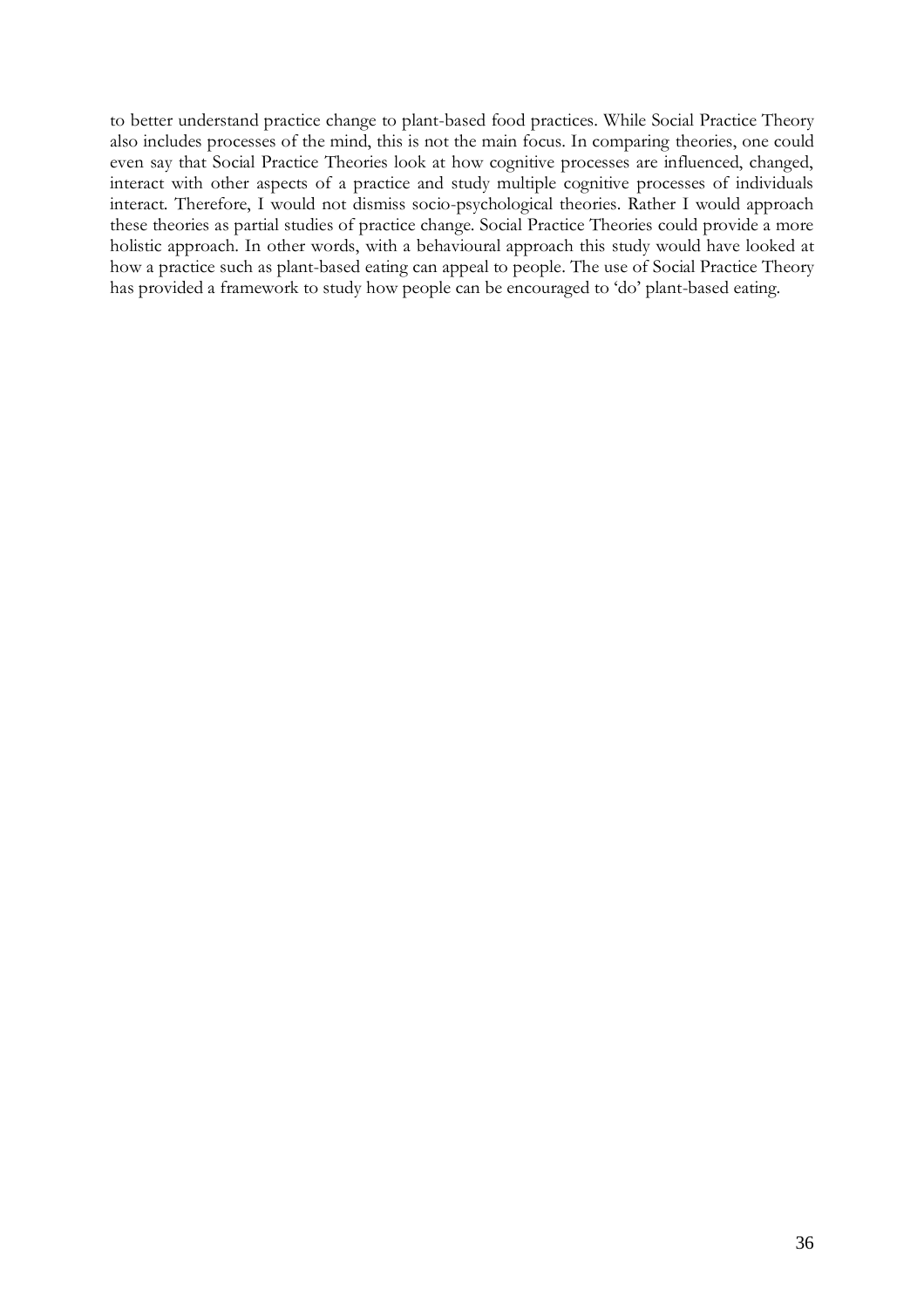to better understand practice change to plant-based food practices. While Social Practice Theory also includes processes of the mind, this is not the main focus. In comparing theories, one could even say that Social Practice Theories look at how cognitive processes are influenced, changed, interact with other aspects of a practice and study multiple cognitive processes of individuals interact. Therefore, I would not dismiss socio-psychological theories. Rather I would approach these theories as partial studies of practice change. Social Practice Theories could provide a more holistic approach. In other words, with a behavioural approach this study would have looked at how a practice such as plant-based eating can appeal to people. The use of Social Practice Theory has provided a framework to study how people can be encouraged to 'do' plant-based eating.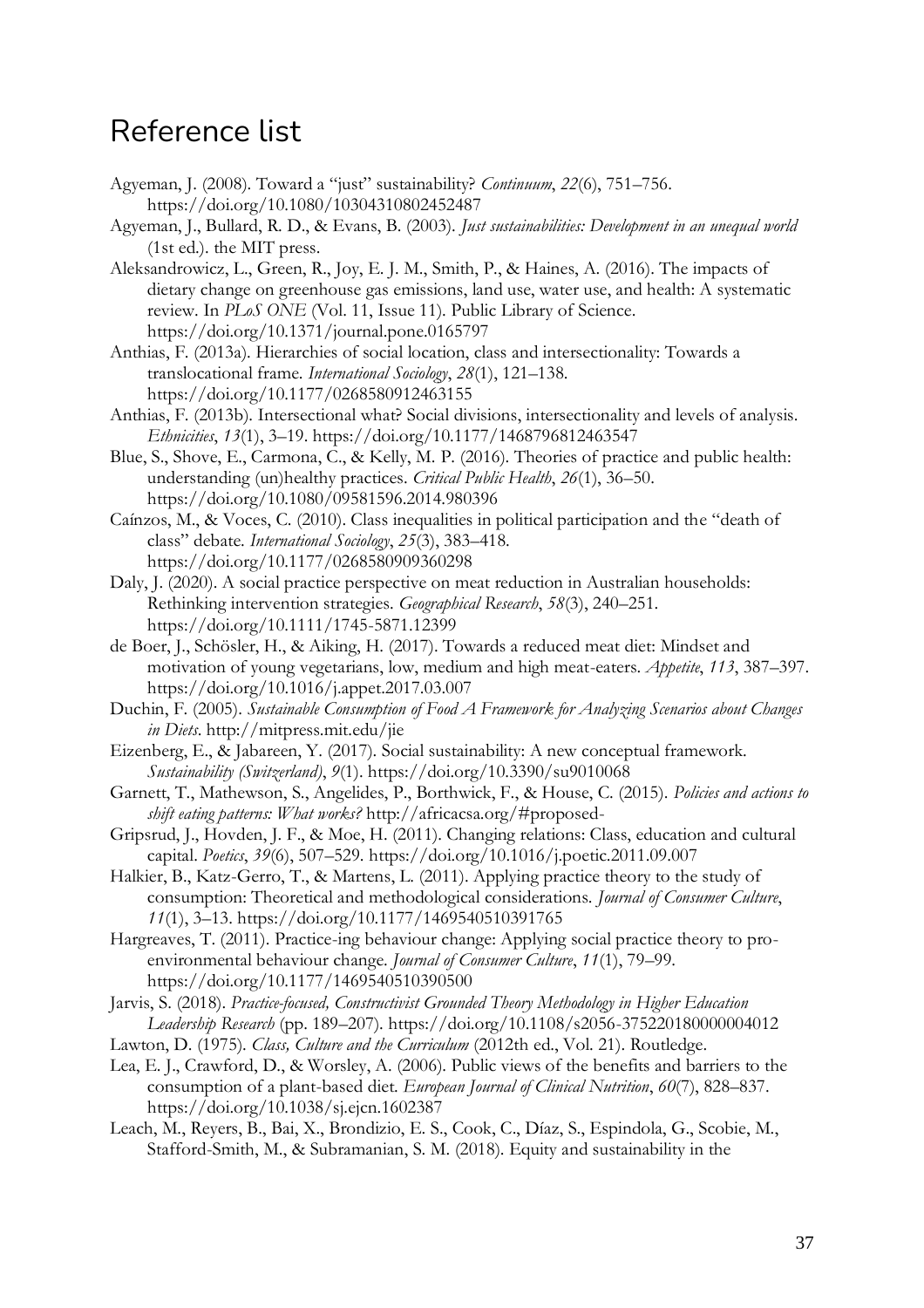# Reference list

Agyeman, J. (2008). Toward a "just" sustainability? *Continuum*, *22*(6), 751–756. https://doi.org/10.1080/10304310802452487

Agyeman, J., Bullard, R. D., & Evans, B. (2003). *Just sustainabilities: Development in an unequal world* (1st ed.). the MIT press.

Aleksandrowicz, L., Green, R., Joy, E. J. M., Smith, P., & Haines, A. (2016). The impacts of dietary change on greenhouse gas emissions, land use, water use, and health: A systematic review. In *PLoS ONE* (Vol. 11, Issue 11). Public Library of Science. https://doi.org/10.1371/journal.pone.0165797

Anthias, F. (2013a). Hierarchies of social location, class and intersectionality: Towards a translocational frame. *International Sociology*, *28*(1), 121–138. https://doi.org/10.1177/0268580912463155

Anthias, F. (2013b). Intersectional what? Social divisions, intersectionality and levels of analysis. *Ethnicities*, *13*(1), 3–19. https://doi.org/10.1177/1468796812463547

Blue, S., Shove, E., Carmona, C., & Kelly, M. P. (2016). Theories of practice and public health: understanding (un)healthy practices. *Critical Public Health*, *26*(1), 36–50. https://doi.org/10.1080/09581596.2014.980396

Caínzos, M., & Voces, C. (2010). Class inequalities in political participation and the "death of class" debate. *International Sociology*, *25*(3), 383–418. https://doi.org/10.1177/0268580909360298

Daly, J. (2020). A social practice perspective on meat reduction in Australian households: Rethinking intervention strategies. *Geographical Research*, *58*(3), 240–251. https://doi.org/10.1111/1745-5871.12399

de Boer, J., Schösler, H., & Aiking, H. (2017). Towards a reduced meat diet: Mindset and motivation of young vegetarians, low, medium and high meat-eaters. *Appetite*, *113*, 387–397. https://doi.org/10.1016/j.appet.2017.03.007

Duchin, F. (2005). *Sustainable Consumption of Food A Framework for Analyzing Scenarios about Changes in Diets*. http://mitpress.mit.edu/jie

Eizenberg, E., & Jabareen, Y. (2017). Social sustainability: A new conceptual framework. *Sustainability (Switzerland)*, *9*(1). https://doi.org/10.3390/su9010068

Garnett, T., Mathewson, S., Angelides, P., Borthwick, F., & House, C. (2015). *Policies and actions to shift eating patterns: What works?* http://africacsa.org/#proposed-

Gripsrud, J., Hovden, J. F., & Moe, H. (2011). Changing relations: Class, education and cultural capital. *Poetics*, *39*(6), 507–529. https://doi.org/10.1016/j.poetic.2011.09.007

Halkier, B., Katz-Gerro, T., & Martens, L. (2011). Applying practice theory to the study of consumption: Theoretical and methodological considerations. *Journal of Consumer Culture*, *11*(1), 3–13. https://doi.org/10.1177/1469540510391765

Hargreaves, T. (2011). Practice-ing behaviour change: Applying social practice theory to pro-environmental behaviour change. *Journal of Consumer Culture*, *11*(1), 79–99. https://doi.org/10.1177/1469540510390500

Jarvis, S. (2018). *Practice-focused, Constructivist Grounded Theory Methodology in Higher Education Leadership Research* (pp. 189–207). https://doi.org/10.1108/s2056-375220180000004012

Lawton, D. (1975). *Class, Culture and the Curriculum* (2012th ed., Vol. 21). Routledge.

Lea, E. J., Crawford, D., & Worsley, A. (2006). Public views of the benefits and barriers to the consumption of a plant-based diet. *European Journal of Clinical Nutrition*, *60*(7), 828–837. https://doi.org/10.1038/sj.ejcn.1602387

Leach, M., Reyers, B., Bai, X., Brondizio, E. S., Cook, C., Díaz, S., Espindola, G., Scobie, M., Stafford-Smith, M., & Subramanian, S. M. (2018). Equity and sustainability in the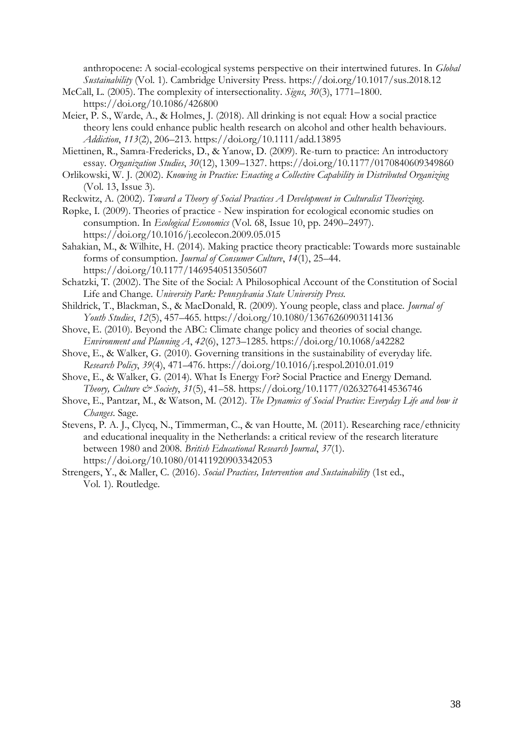anthropocene: A social-ecological systems perspective on their intertwined futures. In *Global Sustainability* (Vol. 1). Cambridge University Press. https://doi.org/10.1017/sus.2018.12

McCall, L. (2005). The complexity of intersectionality. *Signs*, *30*(3), 1771–1800. https://doi.org/10.1086/426800

Meier, P. S., Warde, A., & Holmes, J. (2018). All drinking is not equal: How a social practice theory lens could enhance public health research on alcohol and other health behaviours. *Addiction*, *113*(2), 206–213. https://doi.org/10.1111/add.13895

Miettinen, R., Samra-Fredericks, D., & Yanow, D. (2009). Re-turn to practice: An introductory essay. *Organization Studies*, *30*(12), 1309–1327. https://doi.org/10.1177/0170840609349860

Orlikowski, W. J. (2002). *Knowing in Practice: Enacting a Collective Capability in Distributed Organizing* (Vol. 13, Issue 3).

Reckwitz, A. (2002). *Toward a Theory of Social Practices A Development in Culturalist Theorizing*.

Røpke, I. (2009). Theories of practice - New inspiration for ecological economic studies on consumption. In *Ecological Economics* (Vol. 68, Issue 10, pp. 2490–2497). https://doi.org/10.1016/j.ecolecon.2009.05.015

Sahakian, M., & Wilhite, H. (2014). Making practice theory practicable: Towards more sustainable forms of consumption. *Journal of Consumer Culture*, *14*(1), 25–44. https://doi.org/10.1177/1469540513505607

Schatzki, T. (2002). The Site of the Social: A Philosophical Account of the Constitution of Social Life and Change. *University Park: Pennsylvania State University Press.*

Shildrick, T., Blackman, S., & MacDonald, R. (2009). Young people, class and place. *Journal of Youth Studies*, *12*(5), 457–465. https://doi.org/10.1080/13676260903114136

Shove, E. (2010). Beyond the ABC: Climate change policy and theories of social change. *Environment and Planning A*, *42*(6), 1273–1285. https://doi.org/10.1068/a42282

Shove, E., & Walker, G. (2010). Governing transitions in the sustainability of everyday life. *Research Policy*, *39*(4), 471–476. https://doi.org/10.1016/j.respol.2010.01.019

Shove, E., & Walker, G. (2014). What Is Energy For? Social Practice and Energy Demand. *Theory, Culture & Society*, *31*(5), 41–58. https://doi.org/10.1177/0263276414536746

Shove, E., Pantzar, M., & Watson, M. (2012). *The Dynamics of Social Practice: Everyday Life and how it Changes*. Sage.

Stevens, P. A. J., Clycq, N., Timmerman, C., & van Houtte, M. (2011). Researching race/ethnicity and educational inequality in the Netherlands: a critical review of the research literature between 1980 and 2008. *British Educational Research Journal*, *37*(1). https://doi.org/10.1080/01411920903342053

Strengers, Y., & Maller, C. (2016). *Social Practices, Intervention and Sustainability* (1st ed., Vol. 1). Routledge.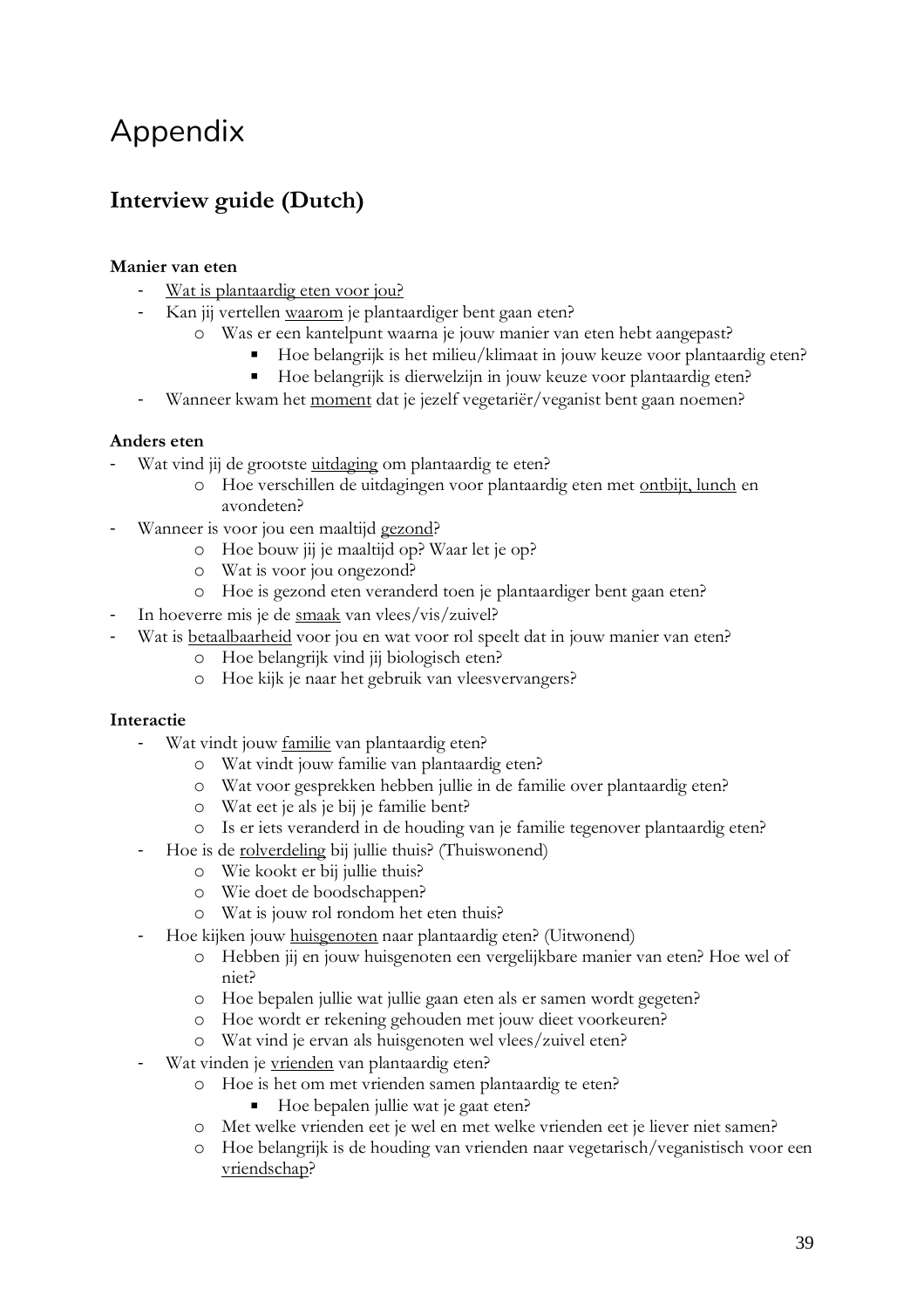# Appendix

## Interview guide (Dutch)

**Manier van eten**

- <u>Wat is plantaardig eten voor jou?</u>
- Kan jij vertellen <u>waarom</u> je plantaardiger bent gaan eten?
    - Was er een kantelpunt waarna je jouw manier van eten hebt aangepast?
        - Hoe belangrijk is het milieu/klimaat in jouw keuze voor plantaardig eten?
        - Hoe belangrijk is dierwelzijn in jouw keuze voor plantaardig eten?
- Wanneer kwam het <u>moment</u> dat je jezelf vegetariër/veganist bent gaan noemen?

**Anders eten**

- Wat vind jij de grootste <u>uitdaging</u> om plantaardig te eten?
    - Hoe verschillen de uitdagingen voor plantaardig eten met <u>ontbijt, lunch</u> en avondeten?
- Wanneer is voor jou een maaltijd <u>gezond</u>?
    - Hoe bouw jij je maaltijd op? Waar let je op?
    - Wat is voor jou ongezond?
    - Hoe is gezond eten veranderd toen je plantaardiger bent gaan eten?
- In hoeverre mis je de <u>smaak</u> van vlees/vis/zuivel?
- Wat is <u>betaalbaarheid</u> voor jou en wat voor rol speelt dat in jouw manier van eten?
    - Hoe belangrijk vind jij biologisch eten?
    - Hoe kijk je naar het gebruik van vleesvervangers?

**Interactie**

- Wat vindt jouw <u>familie</u> van plantaardig eten?
    - Wat vindt jouw familie van plantaardig eten?
    - Wat voor gesprekken hebben jullie in de familie over plantaardig eten?
    - Wat eet je als je bij je familie bent?
    - Is er iets veranderd in de houding van je familie tegenover plantaardig eten?
- Hoe is de <u>rolverdeling</u> bij jullie thuis? (Thuiswonend)
    - Wie kookt er bij jullie thuis?
    - Wie doet de boodschappen?
    - Wat is jouw rol rondom het eten thuis?
- Hoe kijken jouw <u>huisgenoten</u> naar plantaardig eten? (Uitwonend)
    - Hebben jij en jouw huisgenoten een vergelijkbare manier van eten? Hoe wel of niet?
    - Hoe bepalen jullie wat jullie gaan eten als er samen wordt gegeten?
    - Hoe wordt er rekening gehouden met jouw dieet voorkeuren?
    - Wat vind je ervan als huisgenoten wel vlees/zuivel eten?
- Wat vinden je <u>vrienden</u> van plantaardig eten?
    - Hoe is het om met vrienden samen plantaardig te eten?
        - Hoe bepalen jullie wat je gaat eten?
    - Met welke vrienden eet je wel en met welke vrienden eet je liever niet samen?
    - Hoe belangrijk is de houding van vrienden naar vegetarisch/veganistisch voor een <u>vriendschap</u>?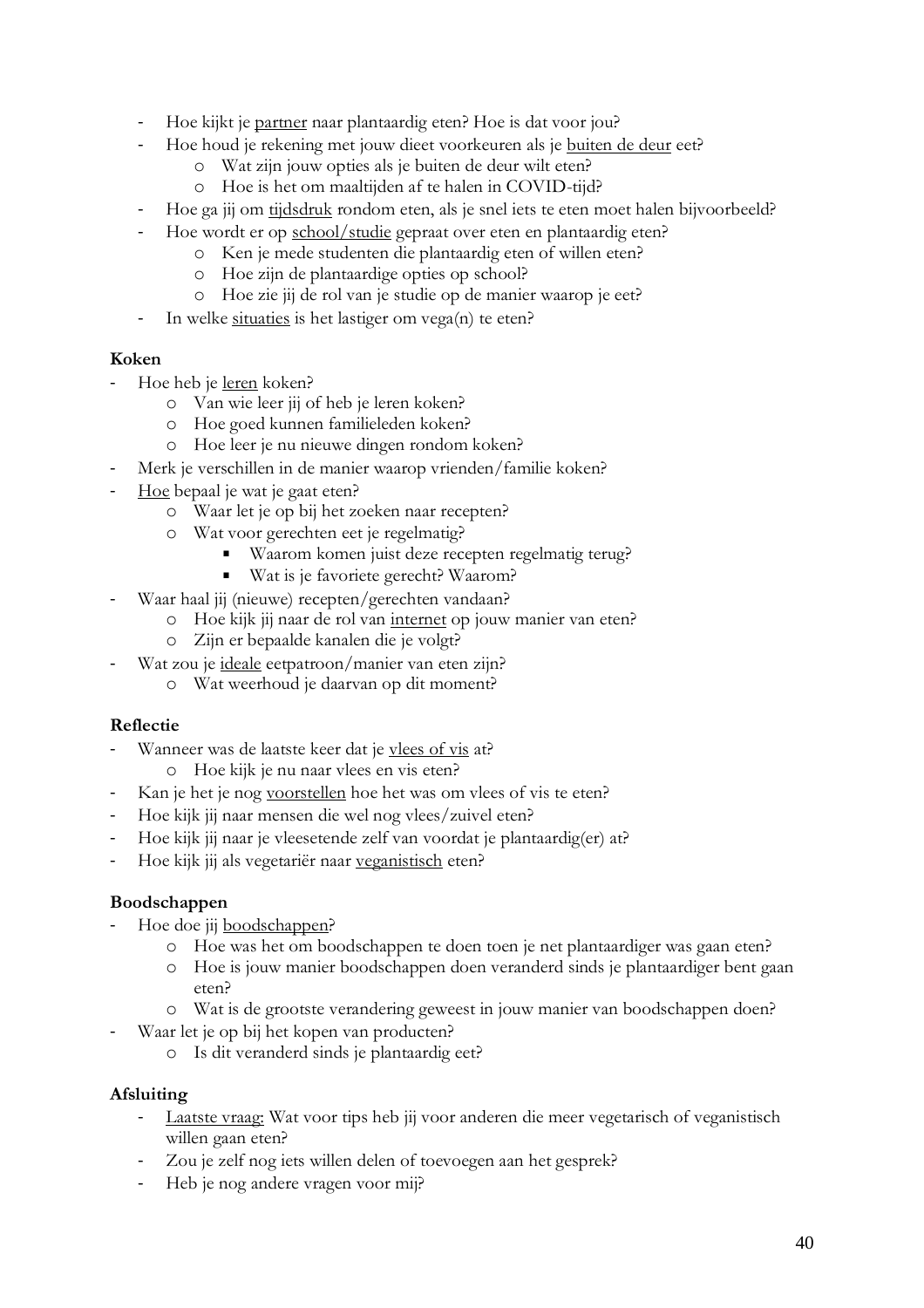- Hoe kijkt je <u>partner</u> naar plantaardig eten? Hoe is dat voor jou?
- Hoe houd je rekening met jouw dieet voorkeuren als je <u>buiten de deur</u> eet?
  - Wat zijn jouw opties als je buiten de deur wilt eten?
  - Hoe is het om maaltijden af te halen in COVID-tijd?
- Hoe ga jij om <u>tijdsdruk</u> rondom eten, als je snel iets te eten moet halen bijvoorbeeld?
- Hoe wordt er op <u>school/studie</u> gepraat over eten en plantaardig eten?
  - Ken je mede studenten die plantaardig eten of willen eten?
  - Hoe zijn de plantaardige opties op school?
  - Hoe zie jij de rol van je studie op de manier waarop je eet?
- In welke <u>situaties</u> is het lastiger om vega(n) te eten?

**Koken**

- Hoe heb je <u>leren</u> koken?
  - Van wie leer jij of heb je leren koken?
  - Hoe goed kunnen familieleden koken?
  - Hoe leer je nu nieuwe dingen rondom koken?
- Merk je verschillen in de manier waarop vrienden/familie koken?
- <u>Hoe</u> bepaal je wat je gaat eten?
  - Waar let je op bij het zoeken naar recepten?
  - Wat voor gerechten eet je regelmatig?
    - Waarom komen juist deze recepten regelmatig terug?
    - Wat is je favoriete gerecht? Waarom?
- Waar haal jij (nieuwe) recepten/gerechten vandaan?
  - Hoe kijk jij naar de rol van <u>internet</u> op jouw manier van eten?
  - Zijn er bepaalde kanalen die je volgt?
- Wat zou je <u>ideale</u> eetpatroon/manier van eten zijn?
  - Wat weerhoud je daarvan op dit moment?

**Reflectie**

- Wanneer was de laatste keer dat je <u>vlees of vis</u> at?
  - Hoe kijk je nu naar vlees en vis eten?
- Kan je het je nog <u>voorstellen</u> hoe het was om vlees of vis te eten?
- Hoe kijk jij naar mensen die wel nog vlees/zuivel eten?
- Hoe kijk jij naar je vleesetende zelf van voordat je plantaardig(er) at?
- Hoe kijk jij als vegetariër naar <u>veganistisch</u> eten?

**Boodschappen**

- Hoe doe jij <u>boodschappen</u>?
  - Hoe was het om boodschappen te doen toen je net plantaardiger was gaan eten?
  - Hoe is jouw manier boodschappen doen veranderd sinds je plantaardiger bent gaan eten?
  - Wat is de grootste verandering geweest in jouw manier van boodschappen doen?
- Waar let je op bij het kopen van producten?
  - Is dit veranderd sinds je plantaardig eet?

**Afsluiting**

- <u>Laatste vraag</u>: Wat voor tips heb jij voor anderen die meer vegetarisch of veganistisch willen gaan eten?
- Zou je zelf nog iets willen delen of toevoegen aan het gesprek?
- Heb je nog andere vragen voor mij?